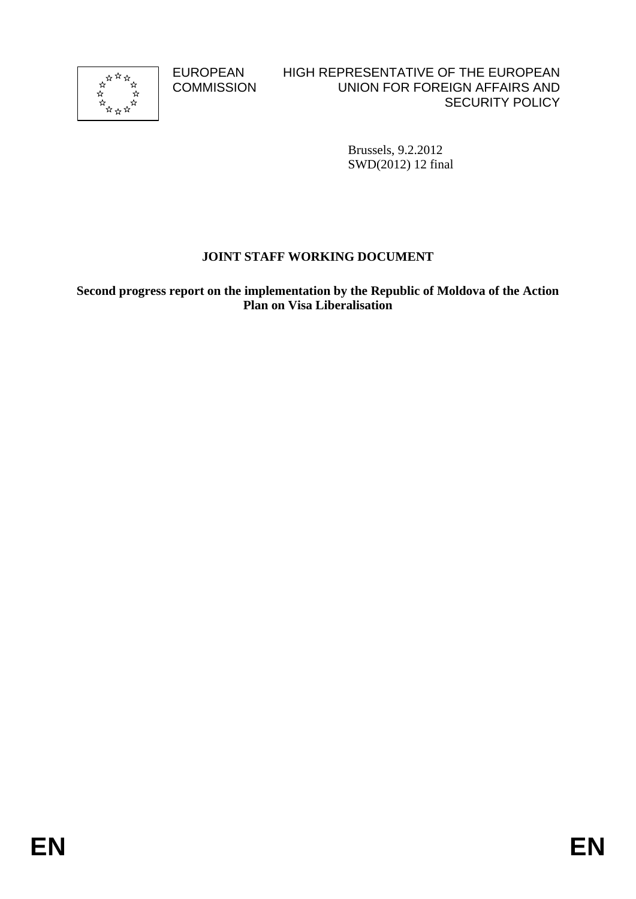EUROPEAN COMMISSION

HIGH REPRESENTATIVE OF THE EUROPEAN UNION FOR FOREIGN AFFAIRS AND SECURITY POLICY

Brussels, 9.2.2012
SWD(2012) 12 final

# JOINT STAFF WORKING DOCUMENT

**Second progress report on the implementation by the Republic of Moldova of the Action Plan on Visa Liberalisation**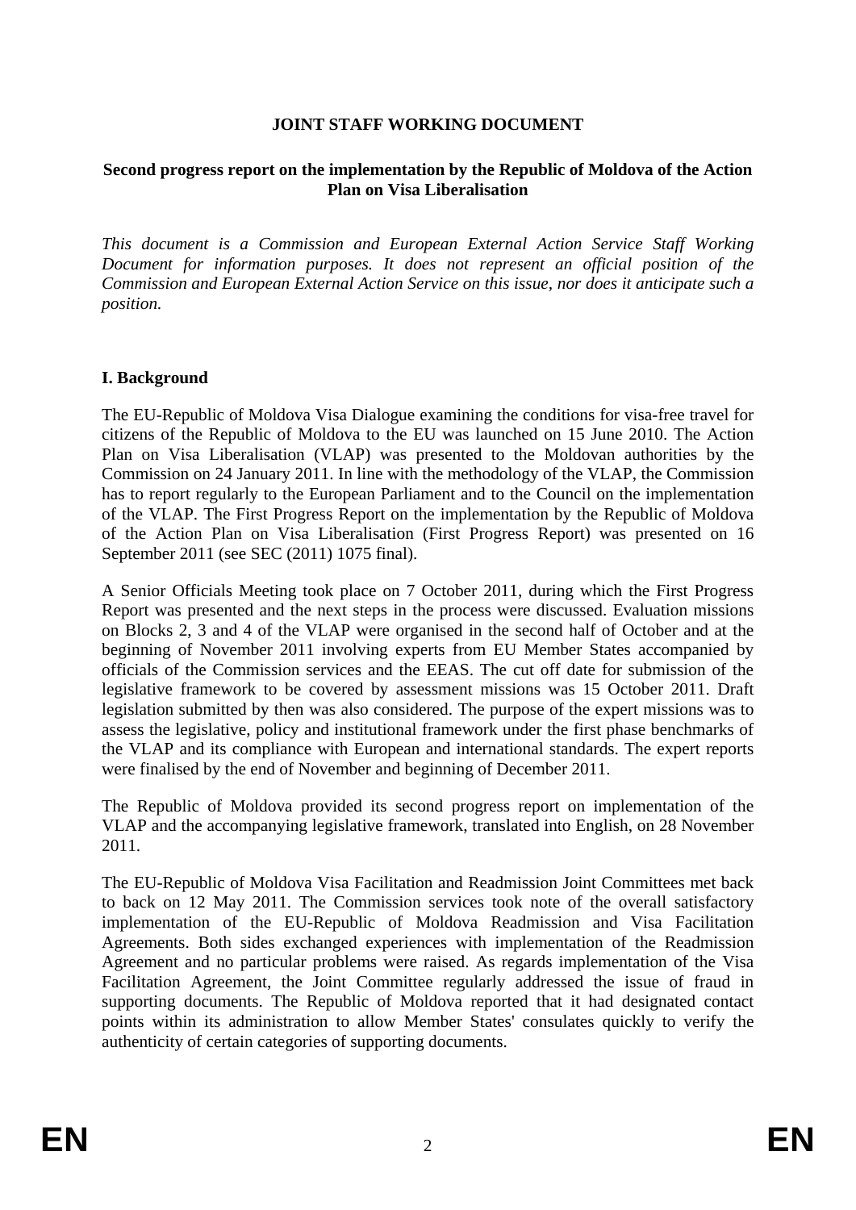**JOINT STAFF WORKING DOCUMENT**

**Second progress report on the implementation by the Republic of Moldova of the Action Plan on Visa Liberalisation**

*This document is a Commission and European External Action Service Staff Working Document for information purposes. It does not represent an official position of the Commission and European External Action Service on this issue, nor does it anticipate such a position.*

## I. Background

The EU-Republic of Moldova Visa Dialogue examining the conditions for visa-free travel for citizens of the Republic of Moldova to the EU was launched on 15 June 2010. The Action Plan on Visa Liberalisation (VLAP) was presented to the Moldovan authorities by the Commission on 24 January 2011. In line with the methodology of the VLAP, the Commission has to report regularly to the European Parliament and to the Council on the implementation of the VLAP. The First Progress Report on the implementation by the Republic of Moldova of the Action Plan on Visa Liberalisation (First Progress Report) was presented on 16 September 2011 (see SEC (2011) 1075 final).

A Senior Officials Meeting took place on 7 October 2011, during which the First Progress Report was presented and the next steps in the process were discussed. Evaluation missions on Blocks 2, 3 and 4 of the VLAP were organised in the second half of October and at the beginning of November 2011 involving experts from EU Member States accompanied by officials of the Commission services and the EEAS. The cut off date for submission of the legislative framework to be covered by assessment missions was 15 October 2011. Draft legislation submitted by then was also considered. The purpose of the expert missions was to assess the legislative, policy and institutional framework under the first phase benchmarks of the VLAP and its compliance with European and international standards. The expert reports were finalised by the end of November and beginning of December 2011.

The Republic of Moldova provided its second progress report on implementation of the VLAP and the accompanying legislative framework, translated into English, on 28 November 2011.

The EU-Republic of Moldova Visa Facilitation and Readmission Joint Committees met back to back on 12 May 2011. The Commission services took note of the overall satisfactory implementation of the EU-Republic of Moldova Readmission and Visa Facilitation Agreements. Both sides exchanged experiences with implementation of the Readmission Agreement and no particular problems were raised. As regards implementation of the Visa Facilitation Agreement, the Joint Committee regularly addressed the issue of fraud in supporting documents. The Republic of Moldova reported that it had designated contact points within its administration to allow Member States' consulates quickly to verify the authenticity of certain categories of supporting documents.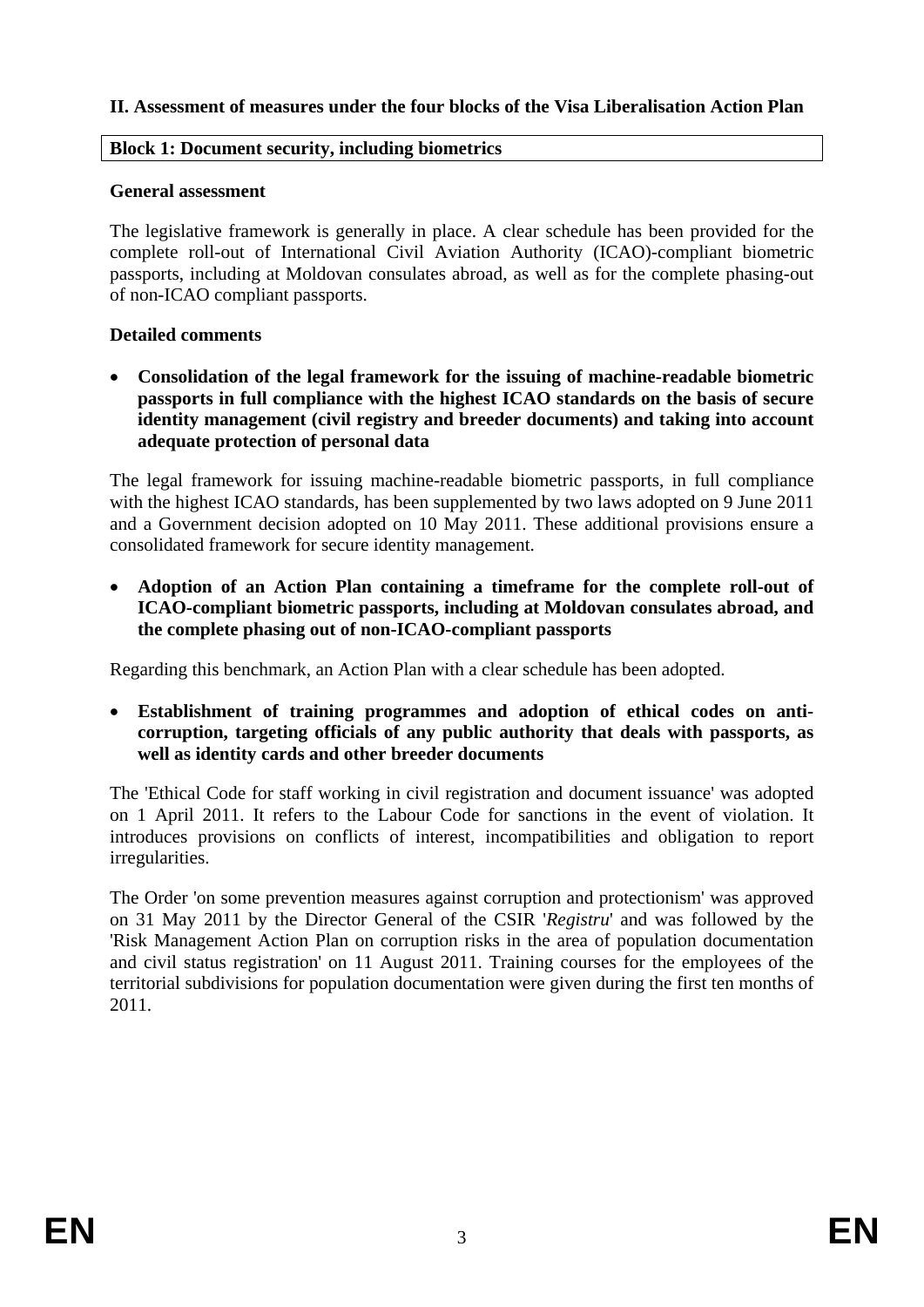## II. Assessment of measures under the four blocks of the Visa Liberalisation Action Plan

### Block 1: Document security, including biometrics

**General assessment**

The legislative framework is generally in place. A clear schedule has been provided for the complete roll-out of International Civil Aviation Authority (ICAO)-compliant biometric passports, including at Moldovan consulates abroad, as well as for the complete phasing-out of non-ICAO compliant passports.

**Detailed comments**

- **Consolidation of the legal framework for the issuing of machine-readable biometric passports in full compliance with the highest ICAO standards on the basis of secure identity management (civil registry and breeder documents) and taking into account adequate protection of personal data**

The legal framework for issuing machine-readable biometric passports, in full compliance with the highest ICAO standards, has been supplemented by two laws adopted on 9 June 2011 and a Government decision adopted on 10 May 2011. These additional provisions ensure a consolidated framework for secure identity management.

- **Adoption of an Action Plan containing a timeframe for the complete roll-out of ICAO-compliant biometric passports, including at Moldovan consulates abroad, and the complete phasing out of non-ICAO-compliant passports**

Regarding this benchmark, an Action Plan with a clear schedule has been adopted.

- **Establishment of training programmes and adoption of ethical codes on anti-corruption, targeting officials of any public authority that deals with passports, as well as identity cards and other breeder documents**

The 'Ethical Code for staff working in civil registration and document issuance' was adopted on 1 April 2011. It refers to the Labour Code for sanctions in the event of violation. It introduces provisions on conflicts of interest, incompatibilities and obligation to report irregularities.

The Order 'on some prevention measures against corruption and protectionism' was approved on 31 May 2011 by the Director General of the CSIR '*Registru*' and was followed by the 'Risk Management Action Plan on corruption risks in the area of population documentation and civil status registration' on 11 August 2011. Training courses for the employees of the territorial subdivisions for population documentation were given during the first ten months of 2011.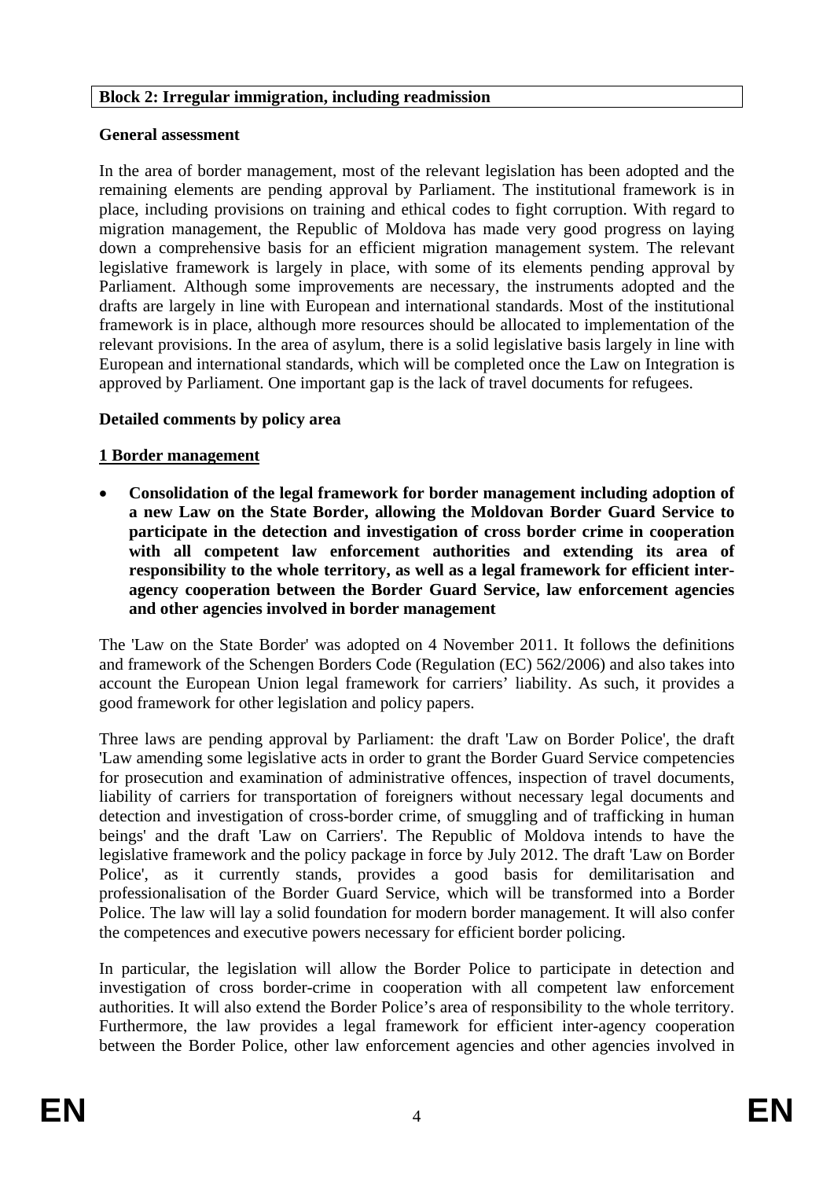**Block 2: Irregular immigration, including readmission**

**General assessment**

In the area of border management, most of the relevant legislation has been adopted and the remaining elements are pending approval by Parliament. The institutional framework is in place, including provisions on training and ethical codes to fight corruption. With regard to migration management, the Republic of Moldova has made very good progress on laying down a comprehensive basis for an efficient migration management system. The relevant legislative framework is largely in place, with some of its elements pending approval by Parliament. Although some improvements are necessary, the instruments adopted and the drafts are largely in line with European and international standards. Most of the institutional framework is in place, although more resources should be allocated to implementation of the relevant provisions. In the area of asylum, there is a solid legislative basis largely in line with European and international standards, which will be completed once the Law on Integration is approved by Parliament. One important gap is the lack of travel documents for refugees.

**Detailed comments by policy area**

**1 Border management**

- **Consolidation of the legal framework for border management including adoption of a new Law on the State Border, allowing the Moldovan Border Guard Service to participate in the detection and investigation of cross border crime in cooperation with all competent law enforcement authorities and extending its area of responsibility to the whole territory, as well as a legal framework for efficient inter-agency cooperation between the Border Guard Service, law enforcement agencies and other agencies involved in border management**

The 'Law on the State Border' was adopted on 4 November 2011. It follows the definitions and framework of the Schengen Borders Code (Regulation (EC) 562/2006) and also takes into account the European Union legal framework for carriers' liability. As such, it provides a good framework for other legislation and policy papers.

Three laws are pending approval by Parliament: the draft 'Law on Border Police', the draft 'Law amending some legislative acts in order to grant the Border Guard Service competencies for prosecution and examination of administrative offences, inspection of travel documents, liability of carriers for transportation of foreigners without necessary legal documents and detection and investigation of cross-border crime, of smuggling and of trafficking in human beings' and the draft 'Law on Carriers'. The Republic of Moldova intends to have the legislative framework and the policy package in force by July 2012. The draft 'Law on Border Police', as it currently stands, provides a good basis for demilitarisation and professionalisation of the Border Guard Service, which will be transformed into a Border Police. The law will lay a solid foundation for modern border management. It will also confer the competences and executive powers necessary for efficient border policing.

In particular, the legislation will allow the Border Police to participate in detection and investigation of cross border-crime in cooperation with all competent law enforcement authorities. It will also extend the Border Police's area of responsibility to the whole territory. Furthermore, the law provides a legal framework for efficient inter-agency cooperation between the Border Police, other law enforcement agencies and other agencies involved in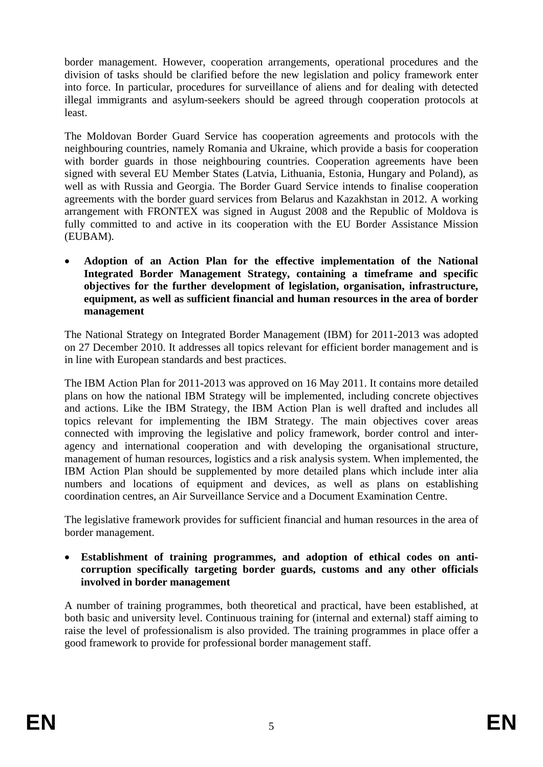border management. However, cooperation arrangements, operational procedures and the division of tasks should be clarified before the new legislation and policy framework enter into force. In particular, procedures for surveillance of aliens and for dealing with detected illegal immigrants and asylum-seekers should be agreed through cooperation protocols at least.

The Moldovan Border Guard Service has cooperation agreements and protocols with the neighbouring countries, namely Romania and Ukraine, which provide a basis for cooperation with border guards in those neighbouring countries. Cooperation agreements have been signed with several EU Member States (Latvia, Lithuania, Estonia, Hungary and Poland), as well as with Russia and Georgia. The Border Guard Service intends to finalise cooperation agreements with the border guard services from Belarus and Kazakhstan in 2012. A working arrangement with FRONTEX was signed in August 2008 and the Republic of Moldova is fully committed to and active in its cooperation with the EU Border Assistance Mission (EUBAM).

- **Adoption of an Action Plan for the effective implementation of the National Integrated Border Management Strategy, containing a timeframe and specific objectives for the further development of legislation, organisation, infrastructure, equipment, as well as sufficient financial and human resources in the area of border management**

The National Strategy on Integrated Border Management (IBM) for 2011-2013 was adopted on 27 December 2010. It addresses all topics relevant for efficient border management and is in line with European standards and best practices.

The IBM Action Plan for 2011-2013 was approved on 16 May 2011. It contains more detailed plans on how the national IBM Strategy will be implemented, including concrete objectives and actions. Like the IBM Strategy, the IBM Action Plan is well drafted and includes all topics relevant for implementing the IBM Strategy. The main objectives cover areas connected with improving the legislative and policy framework, border control and inter-agency and international cooperation and with developing the organisational structure, management of human resources, logistics and a risk analysis system. When implemented, the IBM Action Plan should be supplemented by more detailed plans which include inter alia numbers and locations of equipment and devices, as well as plans on establishing coordination centres, an Air Surveillance Service and a Document Examination Centre.

The legislative framework provides for sufficient financial and human resources in the area of border management.

- **Establishment of training programmes, and adoption of ethical codes on anti-corruption specifically targeting border guards, customs and any other officials involved in border management**

A number of training programmes, both theoretical and practical, have been established, at both basic and university level. Continuous training for (internal and external) staff aiming to raise the level of professionalism is also provided. The training programmes in place offer a good framework to provide for professional border management staff.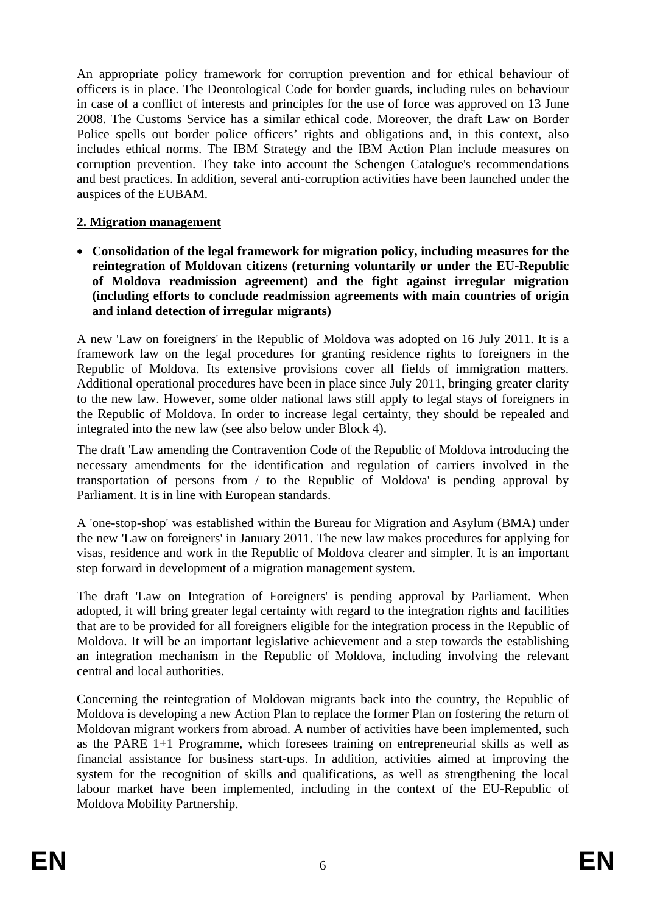An appropriate policy framework for corruption prevention and for ethical behaviour of officers is in place. The Deontological Code for border guards, including rules on behaviour in case of a conflict of interests and principles for the use of force was approved on 13 June 2008. The Customs Service has a similar ethical code. Moreover, the draft Law on Border Police spells out border police officers' rights and obligations and, in this context, also includes ethical norms. The IBM Strategy and the IBM Action Plan include measures on corruption prevention. They take into account the Schengen Catalogue's recommendations and best practices. In addition, several anti-corruption activities have been launched under the auspices of the EUBAM.

**2. Migration management**

- **Consolidation of the legal framework for migration policy, including measures for the reintegration of Moldovan citizens (returning voluntarily or under the EU-Republic of Moldova readmission agreement) and the fight against irregular migration (including efforts to conclude readmission agreements with main countries of origin and inland detection of irregular migrants)**

A new 'Law on foreigners' in the Republic of Moldova was adopted on 16 July 2011. It is a framework law on the legal procedures for granting residence rights to foreigners in the Republic of Moldova. Its extensive provisions cover all fields of immigration matters. Additional operational procedures have been in place since July 2011, bringing greater clarity to the new law. However, some older national laws still apply to legal stays of foreigners in the Republic of Moldova. In order to increase legal certainty, they should be repealed and integrated into the new law (see also below under Block 4).

The draft 'Law amending the Contravention Code of the Republic of Moldova introducing the necessary amendments for the identification and regulation of carriers involved in the transportation of persons from / to the Republic of Moldova' is pending approval by Parliament. It is in line with European standards.

A 'one-stop-shop' was established within the Bureau for Migration and Asylum (BMA) under the new 'Law on foreigners' in January 2011. The new law makes procedures for applying for visas, residence and work in the Republic of Moldova clearer and simpler. It is an important step forward in development of a migration management system.

The draft 'Law on Integration of Foreigners' is pending approval by Parliament. When adopted, it will bring greater legal certainty with regard to the integration rights and facilities that are to be provided for all foreigners eligible for the integration process in the Republic of Moldova. It will be an important legislative achievement and a step towards the establishing an integration mechanism in the Republic of Moldova, including involving the relevant central and local authorities.

Concerning the reintegration of Moldovan migrants back into the country, the Republic of Moldova is developing a new Action Plan to replace the former Plan on fostering the return of Moldovan migrant workers from abroad. A number of activities have been implemented, such as the PARE 1+1 Programme, which foresees training on entrepreneurial skills as well as financial assistance for business start-ups. In addition, activities aimed at improving the system for the recognition of skills and qualifications, as well as strengthening the local labour market have been implemented, including in the context of the EU-Republic of Moldova Mobility Partnership.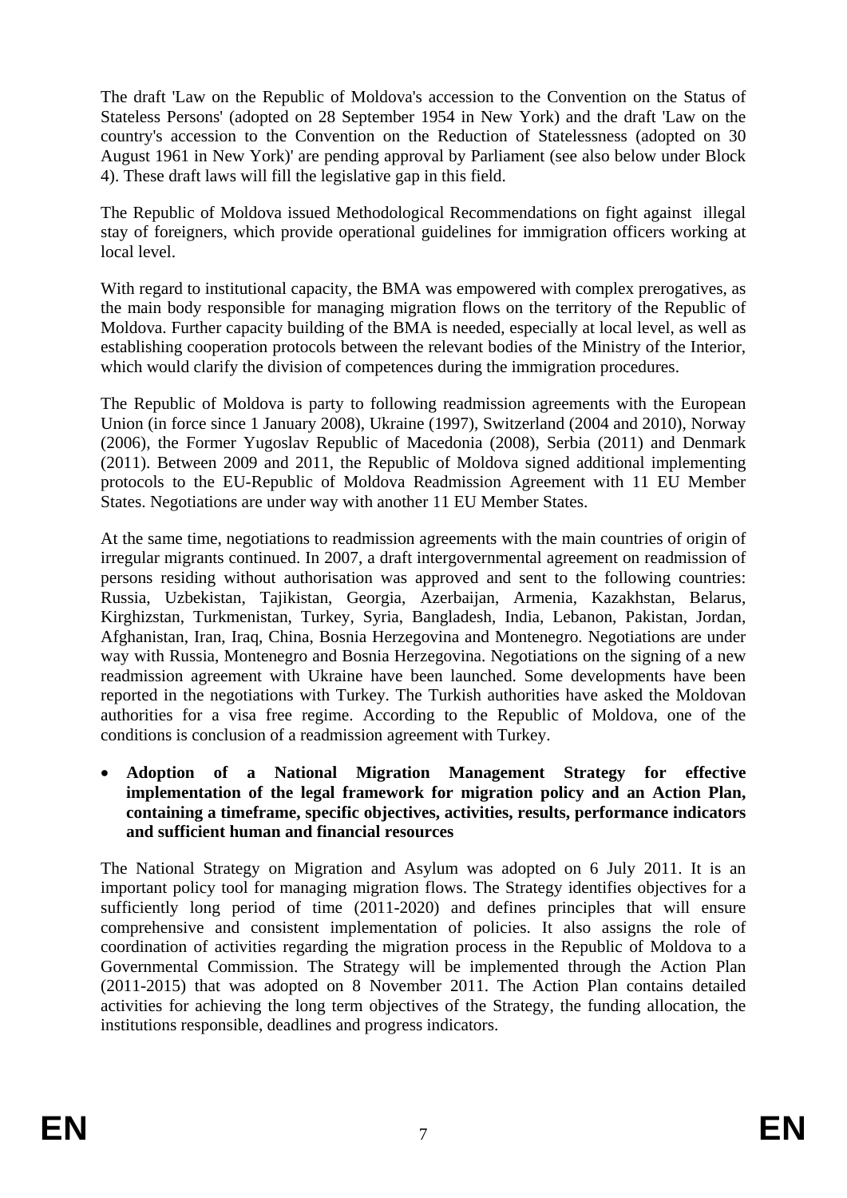The draft 'Law on the Republic of Moldova's accession to the Convention on the Status of Stateless Persons' (adopted on 28 September 1954 in New York) and the draft 'Law on the country's accession to the Convention on the Reduction of Statelessness (adopted on 30 August 1961 in New York)' are pending approval by Parliament (see also below under Block 4). These draft laws will fill the legislative gap in this field.

The Republic of Moldova issued Methodological Recommendations on fight against illegal stay of foreigners, which provide operational guidelines for immigration officers working at local level.

With regard to institutional capacity, the BMA was empowered with complex prerogatives, as the main body responsible for managing migration flows on the territory of the Republic of Moldova. Further capacity building of the BMA is needed, especially at local level, as well as establishing cooperation protocols between the relevant bodies of the Ministry of the Interior, which would clarify the division of competences during the immigration procedures.

The Republic of Moldova is party to following readmission agreements with the European Union (in force since 1 January 2008), Ukraine (1997), Switzerland (2004 and 2010), Norway (2006), the Former Yugoslav Republic of Macedonia (2008), Serbia (2011) and Denmark (2011). Between 2009 and 2011, the Republic of Moldova signed additional implementing protocols to the EU-Republic of Moldova Readmission Agreement with 11 EU Member States. Negotiations are under way with another 11 EU Member States.

At the same time, negotiations to readmission agreements with the main countries of origin of irregular migrants continued. In 2007, a draft intergovernmental agreement on readmission of persons residing without authorisation was approved and sent to the following countries: Russia, Uzbekistan, Tajikistan, Georgia, Azerbaijan, Armenia, Kazakhstan, Belarus, Kirghizstan, Turkmenistan, Turkey, Syria, Bangladesh, India, Lebanon, Pakistan, Jordan, Afghanistan, Iran, Iraq, China, Bosnia Herzegovina and Montenegro. Negotiations are under way with Russia, Montenegro and Bosnia Herzegovina. Negotiations on the signing of a new readmission agreement with Ukraine have been launched. Some developments have been reported in the negotiations with Turkey. The Turkish authorities have asked the Moldovan authorities for a visa free regime. According to the Republic of Moldova, one of the conditions is conclusion of a readmission agreement with Turkey.

- **Adoption of a National Migration Management Strategy for effective implementation of the legal framework for migration policy and an Action Plan, containing a timeframe, specific objectives, activities, results, performance indicators and sufficient human and financial resources**

The National Strategy on Migration and Asylum was adopted on 6 July 2011. It is an important policy tool for managing migration flows. The Strategy identifies objectives for a sufficiently long period of time (2011-2020) and defines principles that will ensure comprehensive and consistent implementation of policies. It also assigns the role of coordination of activities regarding the migration process in the Republic of Moldova to a Governmental Commission. The Strategy will be implemented through the Action Plan (2011-2015) that was adopted on 8 November 2011. The Action Plan contains detailed activities for achieving the long term objectives of the Strategy, the funding allocation, the institutions responsible, deadlines and progress indicators.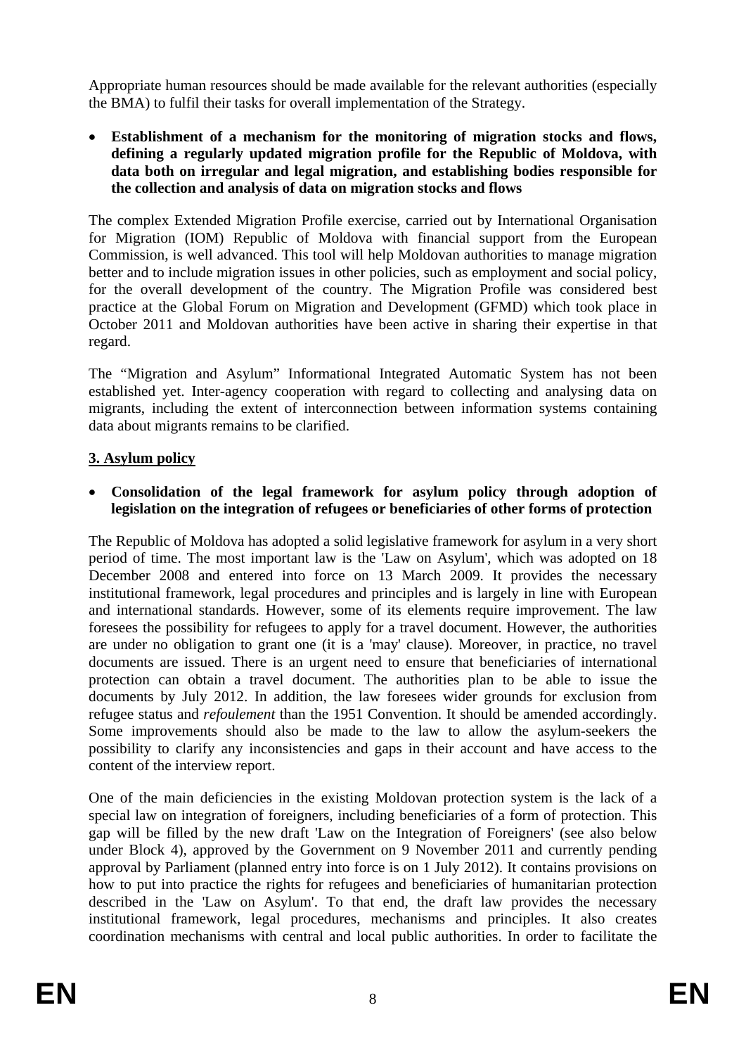Appropriate human resources should be made available for the relevant authorities (especially the BMA) to fulfil their tasks for overall implementation of the Strategy.

- **Establishment of a mechanism for the monitoring of migration stocks and flows, defining a regularly updated migration profile for the Republic of Moldova, with data both on irregular and legal migration, and establishing bodies responsible for the collection and analysis of data on migration stocks and flows**

The complex Extended Migration Profile exercise, carried out by International Organisation for Migration (IOM) Republic of Moldova with financial support from the European Commission, is well advanced. This tool will help Moldovan authorities to manage migration better and to include migration issues in other policies, such as employment and social policy, for the overall development of the country. The Migration Profile was considered best practice at the Global Forum on Migration and Development (GFMD) which took place in October 2011 and Moldovan authorities have been active in sharing their expertise in that regard.

The "Migration and Asylum" Informational Integrated Automatic System has not been established yet. Inter-agency cooperation with regard to collecting and analysing data on migrants, including the extent of interconnection between information systems containing data about migrants remains to be clarified.

## 3. Asylum policy

- **Consolidation of the legal framework for asylum policy through adoption of legislation on the integration of refugees or beneficiaries of other forms of protection**

The Republic of Moldova has adopted a solid legislative framework for asylum in a very short period of time. The most important law is the 'Law on Asylum', which was adopted on 18 December 2008 and entered into force on 13 March 2009. It provides the necessary institutional framework, legal procedures and principles and is largely in line with European and international standards. However, some of its elements require improvement. The law foresees the possibility for refugees to apply for a travel document. However, the authorities are under no obligation to grant one (it is a 'may' clause). Moreover, in practice, no travel documents are issued. There is an urgent need to ensure that beneficiaries of international protection can obtain a travel document. The authorities plan to be able to issue the documents by July 2012. In addition, the law foresees wider grounds for exclusion from refugee status and *refoulement* than the 1951 Convention. It should be amended accordingly. Some improvements should also be made to the law to allow the asylum-seekers the possibility to clarify any inconsistencies and gaps in their account and have access to the content of the interview report.

One of the main deficiencies in the existing Moldovan protection system is the lack of a special law on integration of foreigners, including beneficiaries of a form of protection. This gap will be filled by the new draft 'Law on the Integration of Foreigners' (see also below under Block 4), approved by the Government on 9 November 2011 and currently pending approval by Parliament (planned entry into force is on 1 July 2012). It contains provisions on how to put into practice the rights for refugees and beneficiaries of humanitarian protection described in the 'Law on Asylum'. To that end, the draft law provides the necessary institutional framework, legal procedures, mechanisms and principles. It also creates coordination mechanisms with central and local public authorities. In order to facilitate the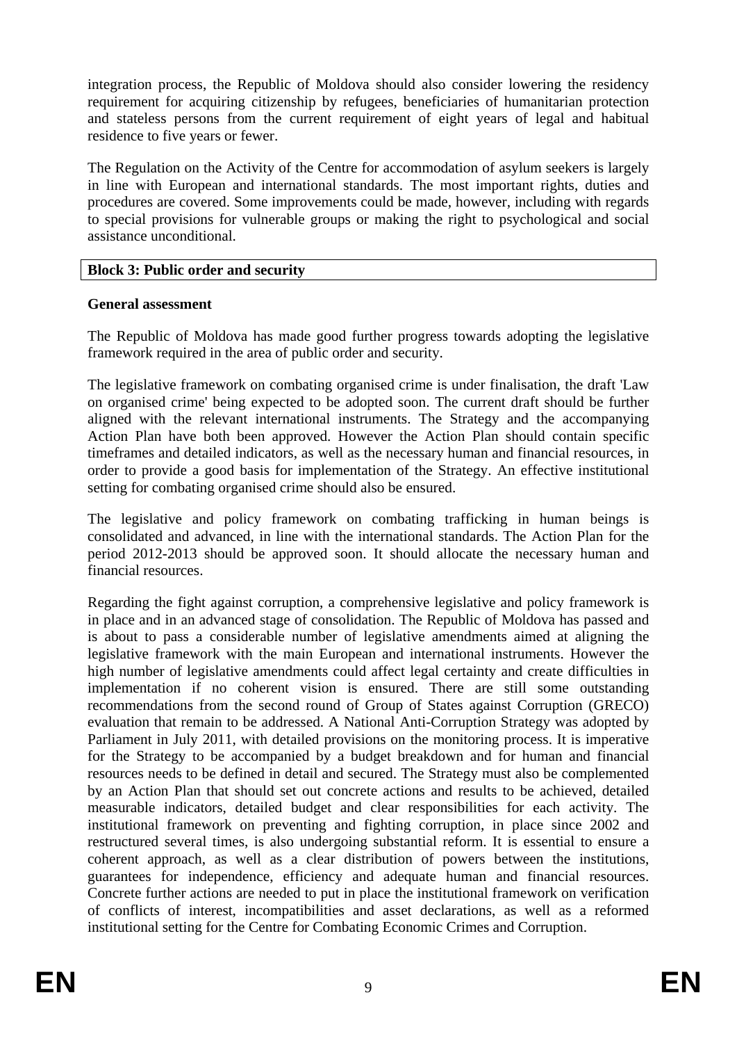integration process, the Republic of Moldova should also consider lowering the residency requirement for acquiring citizenship by refugees, beneficiaries of humanitarian protection and stateless persons from the current requirement of eight years of legal and habitual residence to five years or fewer.

The Regulation on the Activity of the Centre for accommodation of asylum seekers is largely in line with European and international standards. The most important rights, duties and procedures are covered. Some improvements could be made, however, including with regards to special provisions for vulnerable groups or making the right to psychological and social assistance unconditional.

## Block 3: Public order and security

### General assessment

The Republic of Moldova has made good further progress towards adopting the legislative framework required in the area of public order and security.

The legislative framework on combating organised crime is under finalisation, the draft 'Law on organised crime' being expected to be adopted soon. The current draft should be further aligned with the relevant international instruments. The Strategy and the accompanying Action Plan have both been approved. However the Action Plan should contain specific timeframes and detailed indicators, as well as the necessary human and financial resources, in order to provide a good basis for implementation of the Strategy. An effective institutional setting for combating organised crime should also be ensured.

The legislative and policy framework on combating trafficking in human beings is consolidated and advanced, in line with the international standards. The Action Plan for the period 2012-2013 should be approved soon. It should allocate the necessary human and financial resources.

Regarding the fight against corruption, a comprehensive legislative and policy framework is in place and in an advanced stage of consolidation. The Republic of Moldova has passed and is about to pass a considerable number of legislative amendments aimed at aligning the legislative framework with the main European and international instruments. However the high number of legislative amendments could affect legal certainty and create difficulties in implementation if no coherent vision is ensured. There are still some outstanding recommendations from the second round of Group of States against Corruption (GRECO) evaluation that remain to be addressed. A National Anti-Corruption Strategy was adopted by Parliament in July 2011, with detailed provisions on the monitoring process. It is imperative for the Strategy to be accompanied by a budget breakdown and for human and financial resources needs to be defined in detail and secured. The Strategy must also be complemented by an Action Plan that should set out concrete actions and results to be achieved, detailed measurable indicators, detailed budget and clear responsibilities for each activity. The institutional framework on preventing and fighting corruption, in place since 2002 and restructured several times, is also undergoing substantial reform. It is essential to ensure a coherent approach, as well as a clear distribution of powers between the institutions, guarantees for independence, efficiency and adequate human and financial resources. Concrete further actions are needed to put in place the institutional framework on verification of conflicts of interest, incompatibilities and asset declarations, as well as a reformed institutional setting for the Centre for Combating Economic Crimes and Corruption.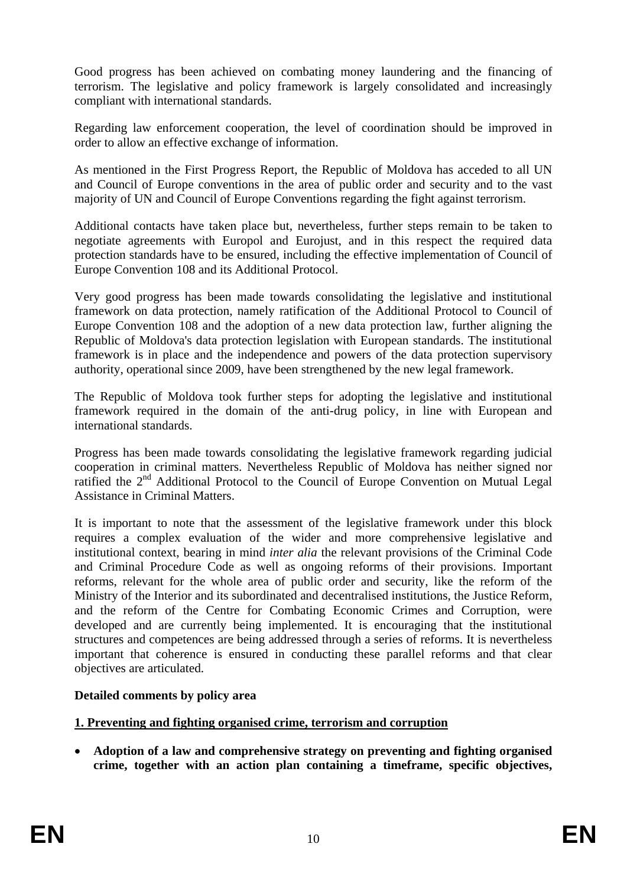Good progress has been achieved on combating money laundering and the financing of terrorism. The legislative and policy framework is largely consolidated and increasingly compliant with international standards.

Regarding law enforcement cooperation, the level of coordination should be improved in order to allow an effective exchange of information.

As mentioned in the First Progress Report, the Republic of Moldova has acceded to all UN and Council of Europe conventions in the area of public order and security and to the vast majority of UN and Council of Europe Conventions regarding the fight against terrorism.

Additional contacts have taken place but, nevertheless, further steps remain to be taken to negotiate agreements with Europol and Eurojust, and in this respect the required data protection standards have to be ensured, including the effective implementation of Council of Europe Convention 108 and its Additional Protocol.

Very good progress has been made towards consolidating the legislative and institutional framework on data protection, namely ratification of the Additional Protocol to Council of Europe Convention 108 and the adoption of a new data protection law, further aligning the Republic of Moldova's data protection legislation with European standards. The institutional framework is in place and the independence and powers of the data protection supervisory authority, operational since 2009, have been strengthened by the new legal framework.

The Republic of Moldova took further steps for adopting the legislative and institutional framework required in the domain of the anti-drug policy, in line with European and international standards.

Progress has been made towards consolidating the legislative framework regarding judicial cooperation in criminal matters. Nevertheless Republic of Moldova has neither signed nor ratified the 2nd Additional Protocol to the Council of Europe Convention on Mutual Legal Assistance in Criminal Matters.

It is important to note that the assessment of the legislative framework under this block requires a complex evaluation of the wider and more comprehensive legislative and institutional context, bearing in mind *inter alia* the relevant provisions of the Criminal Code and Criminal Procedure Code as well as ongoing reforms of their provisions. Important reforms, relevant for the whole area of public order and security, like the reform of the Ministry of the Interior and its subordinated and decentralised institutions, the Justice Reform, and the reform of the Centre for Combating Economic Crimes and Corruption, were developed and are currently being implemented. It is encouraging that the institutional structures and competences are being addressed through a series of reforms. It is nevertheless important that coherence is ensured in conducting these parallel reforms and that clear objectives are articulated.

**Detailed comments by policy area**

**1. Preventing and fighting organised crime, terrorism and corruption**

- **Adoption of a law and comprehensive strategy on preventing and fighting organised crime, together with an action plan containing a timeframe, specific objectives,**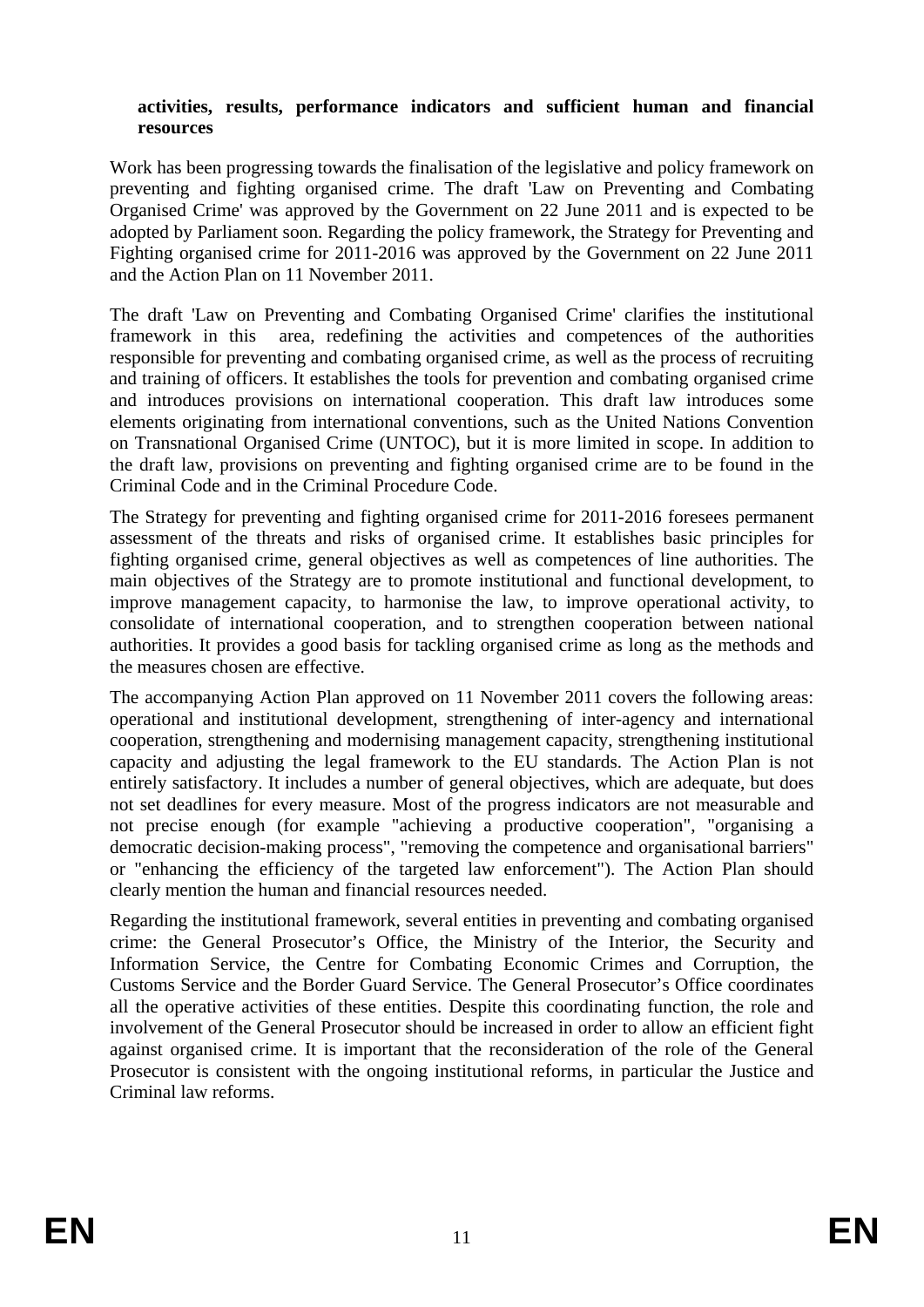**activities, results, performance indicators and sufficient human and financial resources**

Work has been progressing towards the finalisation of the legislative and policy framework on preventing and fighting organised crime. The draft 'Law on Preventing and Combating Organised Crime' was approved by the Government on 22 June 2011 and is expected to be adopted by Parliament soon. Regarding the policy framework, the Strategy for Preventing and Fighting organised crime for 2011-2016 was approved by the Government on 22 June 2011 and the Action Plan on 11 November 2011.

The draft 'Law on Preventing and Combating Organised Crime' clarifies the institutional framework in this area, redefining the activities and competences of the authorities responsible for preventing and combating organised crime, as well as the process of recruiting and training of officers. It establishes the tools for prevention and combating organised crime and introduces provisions on international cooperation. This draft law introduces some elements originating from international conventions, such as the United Nations Convention on Transnational Organised Crime (UNTOC), but it is more limited in scope. In addition to the draft law, provisions on preventing and fighting organised crime are to be found in the Criminal Code and in the Criminal Procedure Code.

The Strategy for preventing and fighting organised crime for 2011-2016 foresees permanent assessment of the threats and risks of organised crime. It establishes basic principles for fighting organised crime, general objectives as well as competences of line authorities. The main objectives of the Strategy are to promote institutional and functional development, to improve management capacity, to harmonise the law, to improve operational activity, to consolidate of international cooperation, and to strengthen cooperation between national authorities. It provides a good basis for tackling organised crime as long as the methods and the measures chosen are effective.

The accompanying Action Plan approved on 11 November 2011 covers the following areas: operational and institutional development, strengthening of inter-agency and international cooperation, strengthening and modernising management capacity, strengthening institutional capacity and adjusting the legal framework to the EU standards. The Action Plan is not entirely satisfactory. It includes a number of general objectives, which are adequate, but does not set deadlines for every measure. Most of the progress indicators are not measurable and not precise enough (for example "achieving a productive cooperation", "organising a democratic decision-making process", "removing the competence and organisational barriers" or "enhancing the efficiency of the targeted law enforcement"). The Action Plan should clearly mention the human and financial resources needed.

Regarding the institutional framework, several entities in preventing and combating organised crime: the General Prosecutor's Office, the Ministry of the Interior, the Security and Information Service, the Centre for Combating Economic Crimes and Corruption, the Customs Service and the Border Guard Service. The General Prosecutor's Office coordinates all the operative activities of these entities. Despite this coordinating function, the role and involvement of the General Prosecutor should be increased in order to allow an efficient fight against organised crime. It is important that the reconsideration of the role of the General Prosecutor is consistent with the ongoing institutional reforms, in particular the Justice and Criminal law reforms.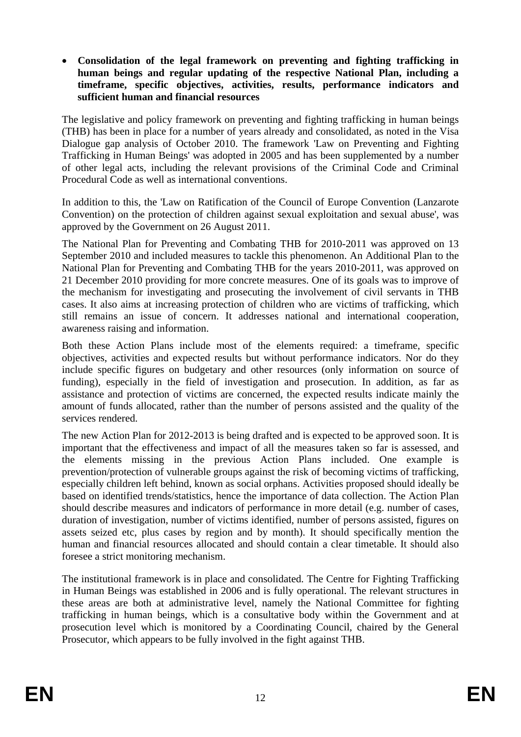- **Consolidation of the legal framework on preventing and fighting trafficking in human beings and regular updating of the respective National Plan, including a timeframe, specific objectives, activities, results, performance indicators and sufficient human and financial resources**

The legislative and policy framework on preventing and fighting trafficking in human beings (THB) has been in place for a number of years already and consolidated, as noted in the Visa Dialogue gap analysis of October 2010. The framework 'Law on Preventing and Fighting Trafficking in Human Beings' was adopted in 2005 and has been supplemented by a number of other legal acts, including the relevant provisions of the Criminal Code and Criminal Procedural Code as well as international conventions.

In addition to this, the 'Law on Ratification of the Council of Europe Convention (Lanzarote Convention) on the protection of children against sexual exploitation and sexual abuse', was approved by the Government on 26 August 2011.

The National Plan for Preventing and Combating THB for 2010-2011 was approved on 13 September 2010 and included measures to tackle this phenomenon. An Additional Plan to the National Plan for Preventing and Combating THB for the years 2010-2011, was approved on 21 December 2010 providing for more concrete measures. One of its goals was to improve of the mechanism for investigating and prosecuting the involvement of civil servants in THB cases. It also aims at increasing protection of children who are victims of trafficking, which still remains an issue of concern. It addresses national and international cooperation, awareness raising and information.

Both these Action Plans include most of the elements required: a timeframe, specific objectives, activities and expected results but without performance indicators. Nor do they include specific figures on budgetary and other resources (only information on source of funding), especially in the field of investigation and prosecution. In addition, as far as assistance and protection of victims are concerned, the expected results indicate mainly the amount of funds allocated, rather than the number of persons assisted and the quality of the services rendered.

The new Action Plan for 2012-2013 is being drafted and is expected to be approved soon. It is important that the effectiveness and impact of all the measures taken so far is assessed, and the elements missing in the previous Action Plans included. One example is prevention/protection of vulnerable groups against the risk of becoming victims of trafficking, especially children left behind, known as social orphans. Activities proposed should ideally be based on identified trends/statistics, hence the importance of data collection. The Action Plan should describe measures and indicators of performance in more detail (e.g. number of cases, duration of investigation, number of victims identified, number of persons assisted, figures on assets seized etc, plus cases by region and by month). It should specifically mention the human and financial resources allocated and should contain a clear timetable. It should also foresee a strict monitoring mechanism.

The institutional framework is in place and consolidated. The Centre for Fighting Trafficking in Human Beings was established in 2006 and is fully operational. The relevant structures in these areas are both at administrative level, namely the National Committee for fighting trafficking in human beings, which is a consultative body within the Government and at prosecution level which is monitored by a Coordinating Council, chaired by the General Prosecutor, which appears to be fully involved in the fight against THB.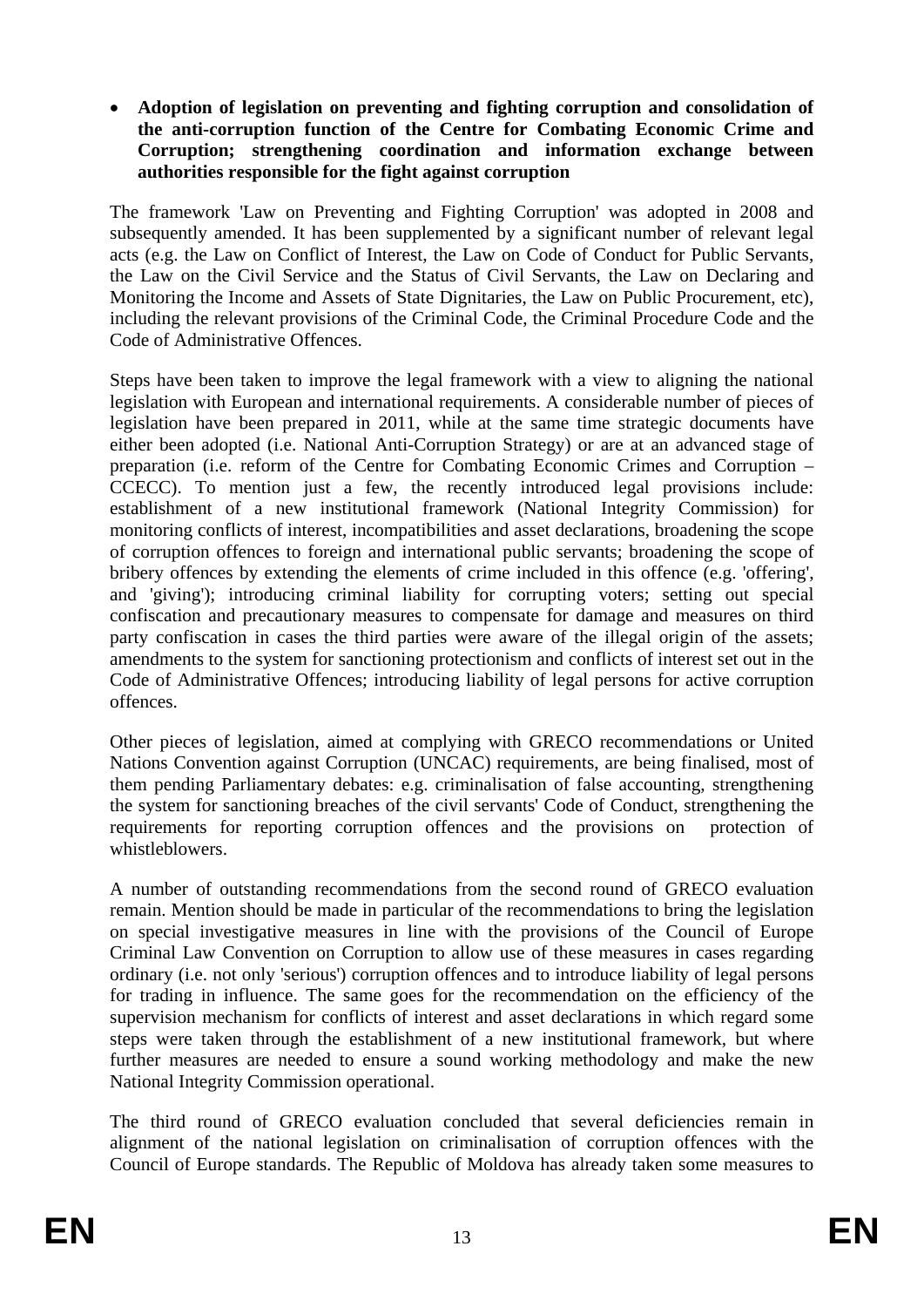- **Adoption of legislation on preventing and fighting corruption and consolidation of the anti-corruption function of the Centre for Combating Economic Crime and Corruption; strengthening coordination and information exchange between authorities responsible for the fight against corruption**

The framework 'Law on Preventing and Fighting Corruption' was adopted in 2008 and subsequently amended. It has been supplemented by a significant number of relevant legal acts (e.g. the Law on Conflict of Interest, the Law on Code of Conduct for Public Servants, the Law on the Civil Service and the Status of Civil Servants, the Law on Declaring and Monitoring the Income and Assets of State Dignitaries, the Law on Public Procurement, etc), including the relevant provisions of the Criminal Code, the Criminal Procedure Code and the Code of Administrative Offences.

Steps have been taken to improve the legal framework with a view to aligning the national legislation with European and international requirements. A considerable number of pieces of legislation have been prepared in 2011, while at the same time strategic documents have either been adopted (i.e. National Anti-Corruption Strategy) or are at an advanced stage of preparation (i.e. reform of the Centre for Combating Economic Crimes and Corruption – CCECC). To mention just a few, the recently introduced legal provisions include: establishment of a new institutional framework (National Integrity Commission) for monitoring conflicts of interest, incompatibilities and asset declarations, broadening the scope of corruption offences to foreign and international public servants; broadening the scope of bribery offences by extending the elements of crime included in this offence (e.g. 'offering', and 'giving'); introducing criminal liability for corrupting voters; setting out special confiscation and precautionary measures to compensate for damage and measures on third party confiscation in cases the third parties were aware of the illegal origin of the assets; amendments to the system for sanctioning protectionism and conflicts of interest set out in the Code of Administrative Offences; introducing liability of legal persons for active corruption offences.

Other pieces of legislation, aimed at complying with GRECO recommendations or United Nations Convention against Corruption (UNCAC) requirements, are being finalised, most of them pending Parliamentary debates: e.g. criminalisation of false accounting, strengthening the system for sanctioning breaches of the civil servants' Code of Conduct, strengthening the requirements for reporting corruption offences and the provisions on protection of whistleblowers.

A number of outstanding recommendations from the second round of GRECO evaluation remain. Mention should be made in particular of the recommendations to bring the legislation on special investigative measures in line with the provisions of the Council of Europe Criminal Law Convention on Corruption to allow use of these measures in cases regarding ordinary (i.e. not only 'serious') corruption offences and to introduce liability of legal persons for trading in influence. The same goes for the recommendation on the efficiency of the supervision mechanism for conflicts of interest and asset declarations in which regard some steps were taken through the establishment of a new institutional framework, but where further measures are needed to ensure a sound working methodology and make the new National Integrity Commission operational.

The third round of GRECO evaluation concluded that several deficiencies remain in alignment of the national legislation on criminalisation of corruption offences with the Council of Europe standards. The Republic of Moldova has already taken some measures to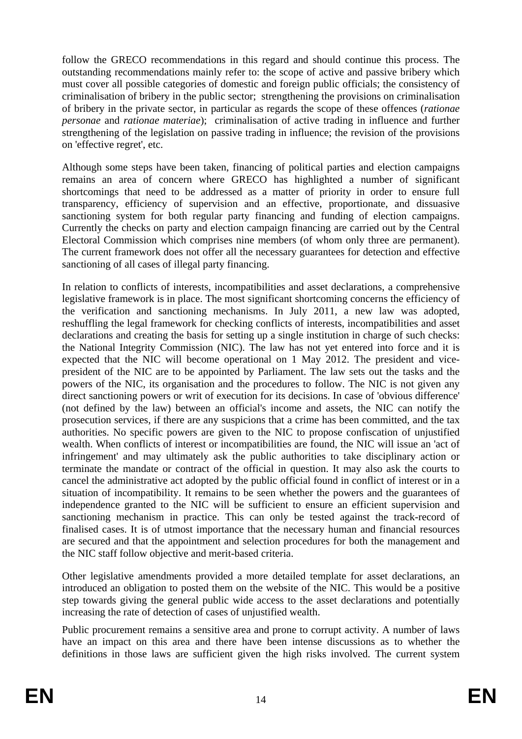follow the GRECO recommendations in this regard and should continue this process. The outstanding recommendations mainly refer to: the scope of active and passive bribery which must cover all possible categories of domestic and foreign public officials; the consistency of criminalisation of bribery in the public sector; strengthening the provisions on criminalisation of bribery in the private sector, in particular as regards the scope of these offences (*rationae personae* and *rationae materiae*); criminalisation of active trading in influence and further strengthening of the legislation on passive trading in influence; the revision of the provisions on 'effective regret', etc.

Although some steps have been taken, financing of political parties and election campaigns remains an area of concern where GRECO has highlighted a number of significant shortcomings that need to be addressed as a matter of priority in order to ensure full transparency, efficiency of supervision and an effective, proportionate, and dissuasive sanctioning system for both regular party financing and funding of election campaigns. Currently the checks on party and election campaign financing are carried out by the Central Electoral Commission which comprises nine members (of whom only three are permanent). The current framework does not offer all the necessary guarantees for detection and effective sanctioning of all cases of illegal party financing.

In relation to conflicts of interests, incompatibilities and asset declarations, a comprehensive legislative framework is in place. The most significant shortcoming concerns the efficiency of the verification and sanctioning mechanisms. In July 2011, a new law was adopted, reshuffling the legal framework for checking conflicts of interests, incompatibilities and asset declarations and creating the basis for setting up a single institution in charge of such checks: the National Integrity Commission (NIC). The law has not yet entered into force and it is expected that the NIC will become operational on 1 May 2012. The president and vice-president of the NIC are to be appointed by Parliament. The law sets out the tasks and the powers of the NIC, its organisation and the procedures to follow. The NIC is not given any direct sanctioning powers or writ of execution for its decisions. In case of 'obvious difference' (not defined by the law) between an official's income and assets, the NIC can notify the prosecution services, if there are any suspicions that a crime has been committed, and the tax authorities. No specific powers are given to the NIC to propose confiscation of unjustified wealth. When conflicts of interest or incompatibilities are found, the NIC will issue an 'act of infringement' and may ultimately ask the public authorities to take disciplinary action or terminate the mandate or contract of the official in question. It may also ask the courts to cancel the administrative act adopted by the public official found in conflict of interest or in a situation of incompatibility. It remains to be seen whether the powers and the guarantees of independence granted to the NIC will be sufficient to ensure an efficient supervision and sanctioning mechanism in practice. This can only be tested against the track-record of finalised cases. It is of utmost importance that the necessary human and financial resources are secured and that the appointment and selection procedures for both the management and the NIC staff follow objective and merit-based criteria.

Other legislative amendments provided a more detailed template for asset declarations, an introduced an obligation to posted them on the website of the NIC. This would be a positive step towards giving the general public wide access to the asset declarations and potentially increasing the rate of detection of cases of unjustified wealth.

Public procurement remains a sensitive area and prone to corrupt activity. A number of laws have an impact on this area and there have been intense discussions as to whether the definitions in those laws are sufficient given the high risks involved. The current system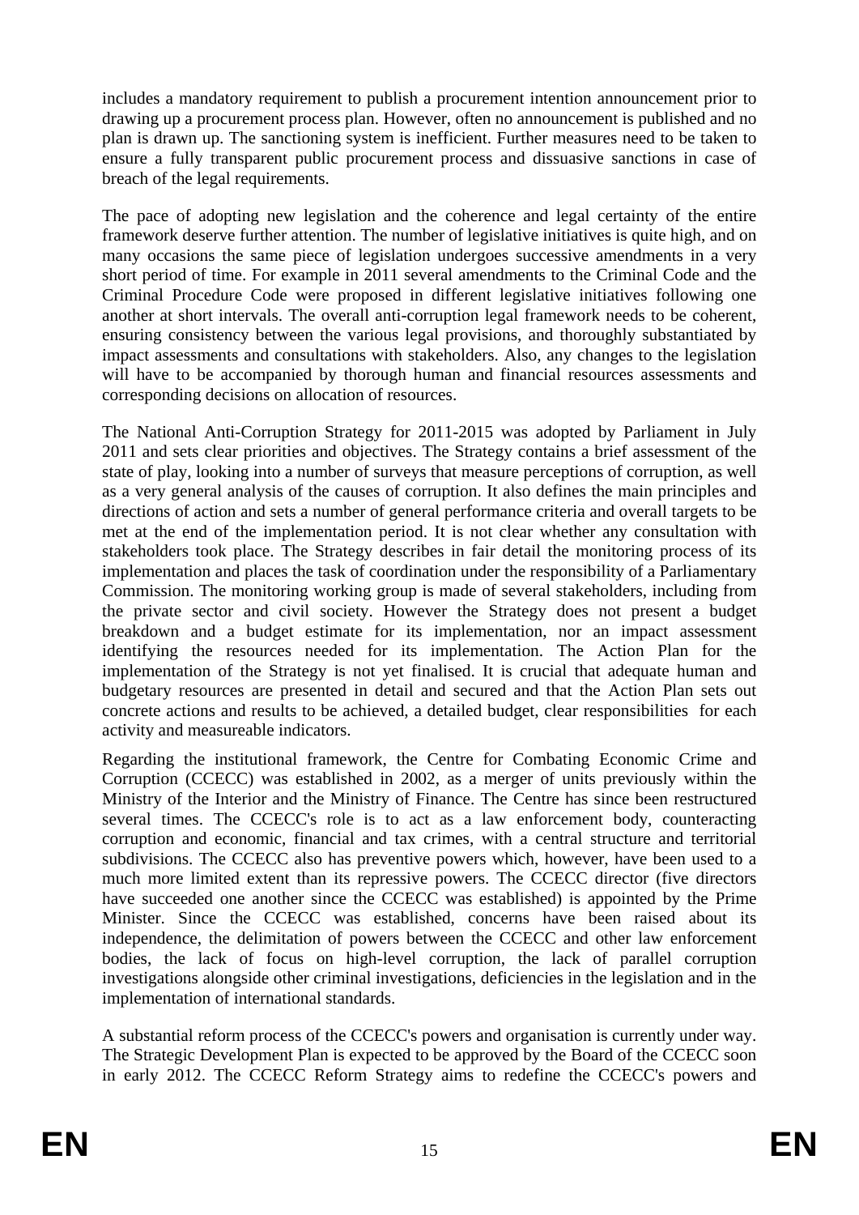includes a mandatory requirement to publish a procurement intention announcement prior to drawing up a procurement process plan. However, often no announcement is published and no plan is drawn up. The sanctioning system is inefficient. Further measures need to be taken to ensure a fully transparent public procurement process and dissuasive sanctions in case of breach of the legal requirements.

The pace of adopting new legislation and the coherence and legal certainty of the entire framework deserve further attention. The number of legislative initiatives is quite high, and on many occasions the same piece of legislation undergoes successive amendments in a very short period of time. For example in 2011 several amendments to the Criminal Code and the Criminal Procedure Code were proposed in different legislative initiatives following one another at short intervals. The overall anti-corruption legal framework needs to be coherent, ensuring consistency between the various legal provisions, and thoroughly substantiated by impact assessments and consultations with stakeholders. Also, any changes to the legislation will have to be accompanied by thorough human and financial resources assessments and corresponding decisions on allocation of resources.

The National Anti-Corruption Strategy for 2011-2015 was adopted by Parliament in July 2011 and sets clear priorities and objectives. The Strategy contains a brief assessment of the state of play, looking into a number of surveys that measure perceptions of corruption, as well as a very general analysis of the causes of corruption. It also defines the main principles and directions of action and sets a number of general performance criteria and overall targets to be met at the end of the implementation period. It is not clear whether any consultation with stakeholders took place. The Strategy describes in fair detail the monitoring process of its implementation and places the task of coordination under the responsibility of a Parliamentary Commission. The monitoring working group is made of several stakeholders, including from the private sector and civil society. However the Strategy does not present a budget breakdown and a budget estimate for its implementation, nor an impact assessment identifying the resources needed for its implementation. The Action Plan for the implementation of the Strategy is not yet finalised. It is crucial that adequate human and budgetary resources are presented in detail and secured and that the Action Plan sets out concrete actions and results to be achieved, a detailed budget, clear responsibilities for each activity and measureable indicators.

Regarding the institutional framework, the Centre for Combating Economic Crime and Corruption (CCECC) was established in 2002, as a merger of units previously within the Ministry of the Interior and the Ministry of Finance. The Centre has since been restructured several times. The CCECC's role is to act as a law enforcement body, counteracting corruption and economic, financial and tax crimes, with a central structure and territorial subdivisions. The CCECC also has preventive powers which, however, have been used to a much more limited extent than its repressive powers. The CCECC director (five directors have succeeded one another since the CCECC was established) is appointed by the Prime Minister. Since the CCECC was established, concerns have been raised about its independence, the delimitation of powers between the CCECC and other law enforcement bodies, the lack of focus on high-level corruption, the lack of parallel corruption investigations alongside other criminal investigations, deficiencies in the legislation and in the implementation of international standards.

A substantial reform process of the CCECC's powers and organisation is currently under way. The Strategic Development Plan is expected to be approved by the Board of the CCECC soon in early 2012. The CCECC Reform Strategy aims to redefine the CCECC's powers and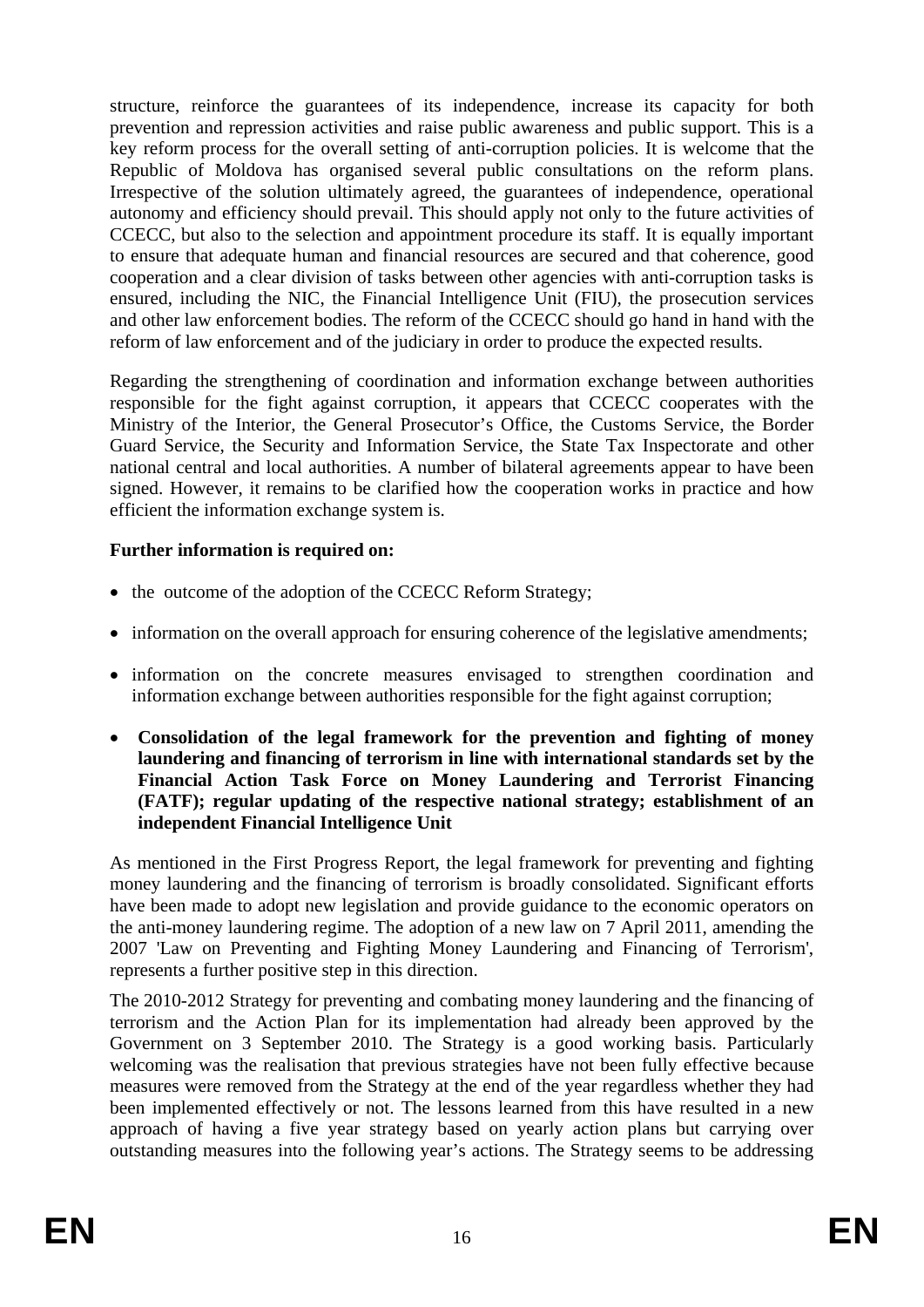structure, reinforce the guarantees of its independence, increase its capacity for both prevention and repression activities and raise public awareness and public support. This is a key reform process for the overall setting of anti-corruption policies. It is welcome that the Republic of Moldova has organised several public consultations on the reform plans. Irrespective of the solution ultimately agreed, the guarantees of independence, operational autonomy and efficiency should prevail. This should apply not only to the future activities of CCECC, but also to the selection and appointment procedure its staff. It is equally important to ensure that adequate human and financial resources are secured and that coherence, good cooperation and a clear division of tasks between other agencies with anti-corruption tasks is ensured, including the NIC, the Financial Intelligence Unit (FIU), the prosecution services and other law enforcement bodies. The reform of the CCECC should go hand in hand with the reform of law enforcement and of the judiciary in order to produce the expected results.

Regarding the strengthening of coordination and information exchange between authorities responsible for the fight against corruption, it appears that CCECC cooperates with the Ministry of the Interior, the General Prosecutor's Office, the Customs Service, the Border Guard Service, the Security and Information Service, the State Tax Inspectorate and other national central and local authorities. A number of bilateral agreements appear to have been signed. However, it remains to be clarified how the cooperation works in practice and how efficient the information exchange system is.

**Further information is required on:**

- the outcome of the adoption of the CCECC Reform Strategy;
- information on the overall approach for ensuring coherence of the legislative amendments;
- information on the concrete measures envisaged to strengthen coordination and information exchange between authorities responsible for the fight against corruption;

- **Consolidation of the legal framework for the prevention and fighting of money laundering and financing of terrorism in line with international standards set by the Financial Action Task Force on Money Laundering and Terrorist Financing (FATF); regular updating of the respective national strategy; establishment of an independent Financial Intelligence Unit**

As mentioned in the First Progress Report, the legal framework for preventing and fighting money laundering and the financing of terrorism is broadly consolidated. Significant efforts have been made to adopt new legislation and provide guidance to the economic operators on the anti-money laundering regime. The adoption of a new law on 7 April 2011, amending the 2007 'Law on Preventing and Fighting Money Laundering and Financing of Terrorism', represents a further positive step in this direction.

The 2010-2012 Strategy for preventing and combating money laundering and the financing of terrorism and the Action Plan for its implementation had already been approved by the Government on 3 September 2010. The Strategy is a good working basis. Particularly welcoming was the realisation that previous strategies have not been fully effective because measures were removed from the Strategy at the end of the year regardless whether they had been implemented effectively or not. The lessons learned from this have resulted in a new approach of having a five year strategy based on yearly action plans but carrying over outstanding measures into the following year's actions. The Strategy seems to be addressing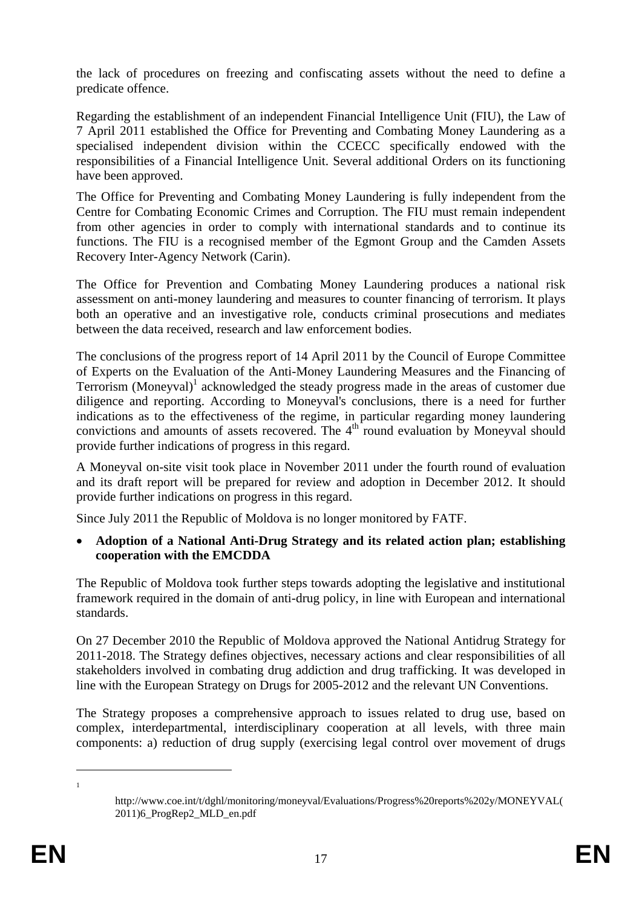the lack of procedures on freezing and confiscating assets without the need to define a predicate offence.

Regarding the establishment of an independent Financial Intelligence Unit (FIU), the Law of 7 April 2011 established the Office for Preventing and Combating Money Laundering as a specialised independent division within the CCECC specifically endowed with the responsibilities of a Financial Intelligence Unit. Several additional Orders on its functioning have been approved.

The Office for Preventing and Combating Money Laundering is fully independent from the Centre for Combating Economic Crimes and Corruption. The FIU must remain independent from other agencies in order to comply with international standards and to continue its functions. The FIU is a recognised member of the Egmont Group and the Camden Assets Recovery Inter-Agency Network (Carin).

The Office for Prevention and Combating Money Laundering produces a national risk assessment on anti-money laundering and measures to counter financing of terrorism. It plays both an operative and an investigative role, conducts criminal prosecutions and mediates between the data received, research and law enforcement bodies.

The conclusions of the progress report of 14 April 2011 by the Council of Europe Committee of Experts on the Evaluation of the Anti-Money Laundering Measures and the Financing of Terrorism (Moneyval)[1] acknowledged the steady progress made in the areas of customer due diligence and reporting. According to Moneyval's conclusions, there is a need for further indications as to the effectiveness of the regime, in particular regarding money laundering convictions and amounts of assets recovered. The 4th round evaluation by Moneyval should provide further indications of progress in this regard.

A Moneyval on-site visit took place in November 2011 under the fourth round of evaluation and its draft report will be prepared for review and adoption in December 2012. It should provide further indications on progress in this regard.

Since July 2011 the Republic of Moldova is no longer monitored by FATF.

- **Adoption of a National Anti-Drug Strategy and its related action plan; establishing cooperation with the EMCDDA**

The Republic of Moldova took further steps towards adopting the legislative and institutional framework required in the domain of anti-drug policy, in line with European and international standards.

On 27 December 2010 the Republic of Moldova approved the National Antidrug Strategy for 2011-2018. The Strategy defines objectives, necessary actions and clear responsibilities of all stakeholders involved in combating drug addiction and drug trafficking. It was developed in line with the European Strategy on Drugs for 2005-2012 and the relevant UN Conventions.

The Strategy proposes a comprehensive approach to issues related to drug use, based on complex, interdepartmental, interdisciplinary cooperation at all levels, with three main components: a) reduction of drug supply (exercising legal control over movement of drugs

---

[1] http://www.coe.int/t/dghl/monitoring/moneyval/Evaluations/Progress%20reports%202y/MONEYVAL(2011)6_ProgRep2_MLD_en.pdf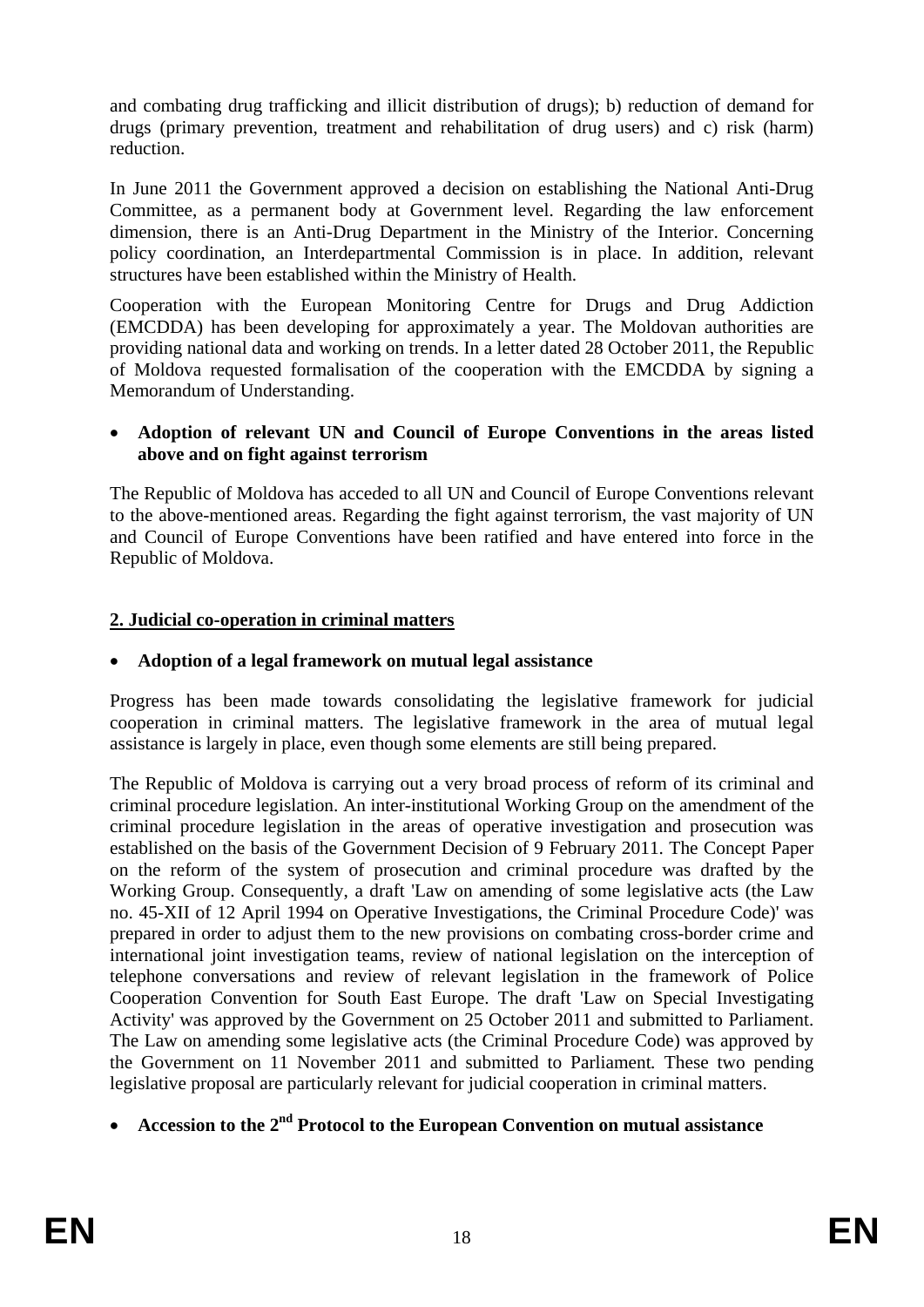and combating drug trafficking and illicit distribution of drugs); b) reduction of demand for drugs (primary prevention, treatment and rehabilitation of drug users) and c) risk (harm) reduction.

In June 2011 the Government approved a decision on establishing the National Anti-Drug Committee, as a permanent body at Government level. Regarding the law enforcement dimension, there is an Anti-Drug Department in the Ministry of the Interior. Concerning policy coordination, an Interdepartmental Commission is in place. In addition, relevant structures have been established within the Ministry of Health.

Cooperation with the European Monitoring Centre for Drugs and Drug Addiction (EMCDDA) has been developing for approximately a year. The Moldovan authorities are providing national data and working on trends. In a letter dated 28 October 2011, the Republic of Moldova requested formalisation of the cooperation with the EMCDDA by signing a Memorandum of Understanding.

- **Adoption of relevant UN and Council of Europe Conventions in the areas listed above and on fight against terrorism**

The Republic of Moldova has acceded to all UN and Council of Europe Conventions relevant to the above-mentioned areas. Regarding the fight against terrorism, the vast majority of UN and Council of Europe Conventions have been ratified and have entered into force in the Republic of Moldova.

## 2. Judicial co-operation in criminal matters

- **Adoption of a legal framework on mutual legal assistance**

Progress has been made towards consolidating the legislative framework for judicial cooperation in criminal matters. The legislative framework in the area of mutual legal assistance is largely in place, even though some elements are still being prepared.

The Republic of Moldova is carrying out a very broad process of reform of its criminal and criminal procedure legislation. An inter-institutional Working Group on the amendment of the criminal procedure legislation in the areas of operative investigation and prosecution was established on the basis of the Government Decision of 9 February 2011. The Concept Paper on the reform of the system of prosecution and criminal procedure was drafted by the Working Group. Consequently, a draft 'Law on amending of some legislative acts (the Law no. 45-XII of 12 April 1994 on Operative Investigations, the Criminal Procedure Code)' was prepared in order to adjust them to the new provisions on combating cross-border crime and international joint investigation teams, review of national legislation on the interception of telephone conversations and review of relevant legislation in the framework of Police Cooperation Convention for South East Europe. The draft 'Law on Special Investigating Activity' was approved by the Government on 25 October 2011 and submitted to Parliament. The Law on amending some legislative acts (the Criminal Procedure Code) was approved by the Government on 11 November 2011 and submitted to Parliament. These two pending legislative proposal are particularly relevant for judicial cooperation in criminal matters.

- **Accession to the 2nd Protocol to the European Convention on mutual assistance**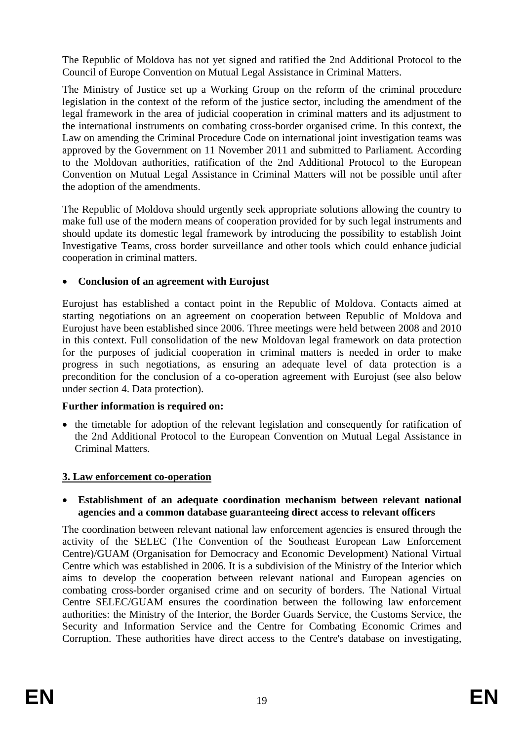The Republic of Moldova has not yet signed and ratified the 2nd Additional Protocol to the Council of Europe Convention on Mutual Legal Assistance in Criminal Matters.

The Ministry of Justice set up a Working Group on the reform of the criminal procedure legislation in the context of the reform of the justice sector, including the amendment of the legal framework in the area of judicial cooperation in criminal matters and its adjustment to the international instruments on combating cross-border organised crime. In this context, the Law on amending the Criminal Procedure Code on international joint investigation teams was approved by the Government on 11 November 2011 and submitted to Parliament*.* According to the Moldovan authorities, ratification of the 2nd Additional Protocol to the European Convention on Mutual Legal Assistance in Criminal Matters will not be possible until after the adoption of the amendments.

The Republic of Moldova should urgently seek appropriate solutions allowing the country to make full use of the modern means of cooperation provided for by such legal instruments and should update its domestic legal framework by introducing the possibility to establish Joint Investigative Teams, cross border surveillance and other tools which could enhance judicial cooperation in criminal matters.

- **Conclusion of an agreement with Eurojust**

Eurojust has established a contact point in the Republic of Moldova. Contacts aimed at starting negotiations on an agreement on cooperation between Republic of Moldova and Eurojust have been established since 2006. Three meetings were held between 2008 and 2010 in this context. Full consolidation of the new Moldovan legal framework on data protection for the purposes of judicial cooperation in criminal matters is needed in order to make progress in such negotiations, as ensuring an adequate level of data protection is a precondition for the conclusion of a co-operation agreement with Eurojust (see also below under section 4. Data protection).

**Further information is required on:**

- the timetable for adoption of the relevant legislation and consequently for ratification of the 2nd Additional Protocol to the European Convention on Mutual Legal Assistance in Criminal Matters.

## 3. Law enforcement co-operation

- **Establishment of an adequate coordination mechanism between relevant national agencies and a common database guaranteeing direct access to relevant officers**

The coordination between relevant national law enforcement agencies is ensured through the activity of the SELEC (The Convention of the Southeast European Law Enforcement Centre)/GUAM (Organisation for Democracy and Economic Development) National Virtual Centre which was established in 2006. It is a subdivision of the Ministry of the Interior which aims to develop the cooperation between relevant national and European agencies on combating cross-border organised crime and on security of borders. The National Virtual Centre SELEC/GUAM ensures the coordination between the following law enforcement authorities: the Ministry of the Interior, the Border Guards Service, the Customs Service, the Security and Information Service and the Centre for Combating Economic Crimes and Corruption. These authorities have direct access to the Centre's database on investigating,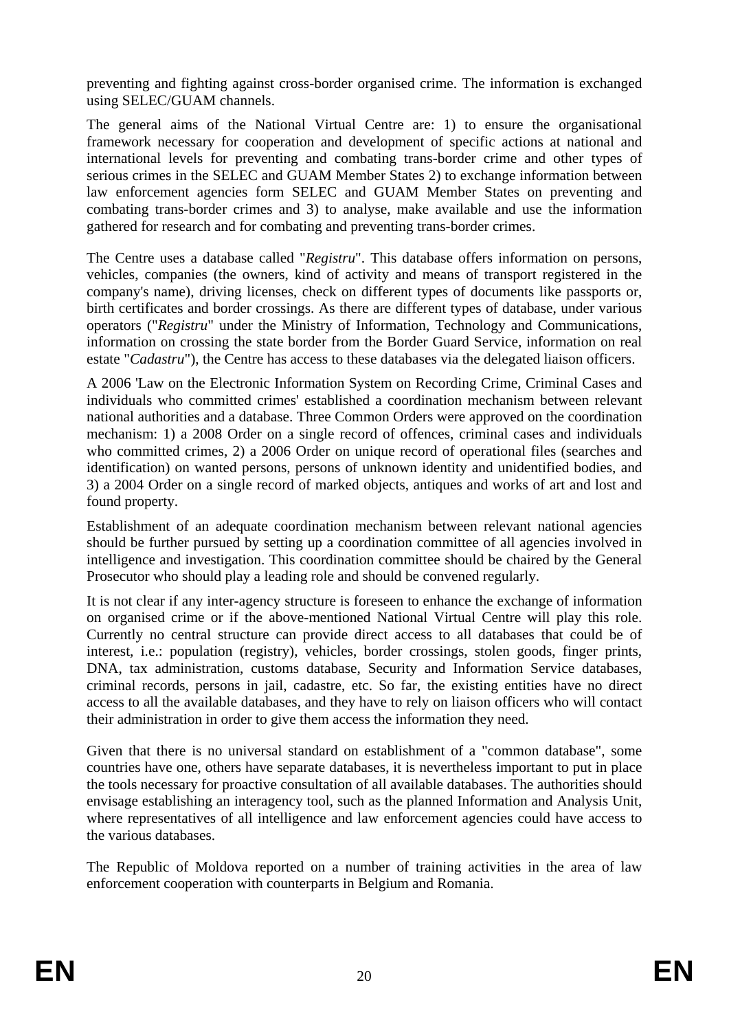preventing and fighting against cross-border organised crime. The information is exchanged using SELEC/GUAM channels.

The general aims of the National Virtual Centre are: 1) to ensure the organisational framework necessary for cooperation and development of specific actions at national and international levels for preventing and combating trans-border crime and other types of serious crimes in the SELEC and GUAM Member States 2) to exchange information between law enforcement agencies form SELEC and GUAM Member States on preventing and combating trans-border crimes and 3) to analyse, make available and use the information gathered for research and for combating and preventing trans-border crimes.

The Centre uses a database called "*Registru*". This database offers information on persons, vehicles, companies (the owners, kind of activity and means of transport registered in the company's name), driving licenses, check on different types of documents like passports or, birth certificates and border crossings. As there are different types of database, under various operators ("*Registru*" under the Ministry of Information, Technology and Communications, information on crossing the state border from the Border Guard Service, information on real estate "*Cadastru*"), the Centre has access to these databases via the delegated liaison officers.

A 2006 'Law on the Electronic Information System on Recording Crime, Criminal Cases and individuals who committed crimes' established a coordination mechanism between relevant national authorities and a database. Three Common Orders were approved on the coordination mechanism: 1) a 2008 Order on a single record of offences, criminal cases and individuals who committed crimes, 2) a 2006 Order on unique record of operational files (searches and identification) on wanted persons, persons of unknown identity and unidentified bodies, and 3) a 2004 Order on a single record of marked objects, antiques and works of art and lost and found property.

Establishment of an adequate coordination mechanism between relevant national agencies should be further pursued by setting up a coordination committee of all agencies involved in intelligence and investigation. This coordination committee should be chaired by the General Prosecutor who should play a leading role and should be convened regularly.

It is not clear if any inter-agency structure is foreseen to enhance the exchange of information on organised crime or if the above-mentioned National Virtual Centre will play this role. Currently no central structure can provide direct access to all databases that could be of interest, i.e.: population (registry), vehicles, border crossings, stolen goods, finger prints, DNA, tax administration, customs database, Security and Information Service databases, criminal records, persons in jail, cadastre, etc. So far, the existing entities have no direct access to all the available databases, and they have to rely on liaison officers who will contact their administration in order to give them access the information they need.

Given that there is no universal standard on establishment of a "common database", some countries have one, others have separate databases, it is nevertheless important to put in place the tools necessary for proactive consultation of all available databases. The authorities should envisage establishing an interagency tool, such as the planned Information and Analysis Unit, where representatives of all intelligence and law enforcement agencies could have access to the various databases.

The Republic of Moldova reported on a number of training activities in the area of law enforcement cooperation with counterparts in Belgium and Romania.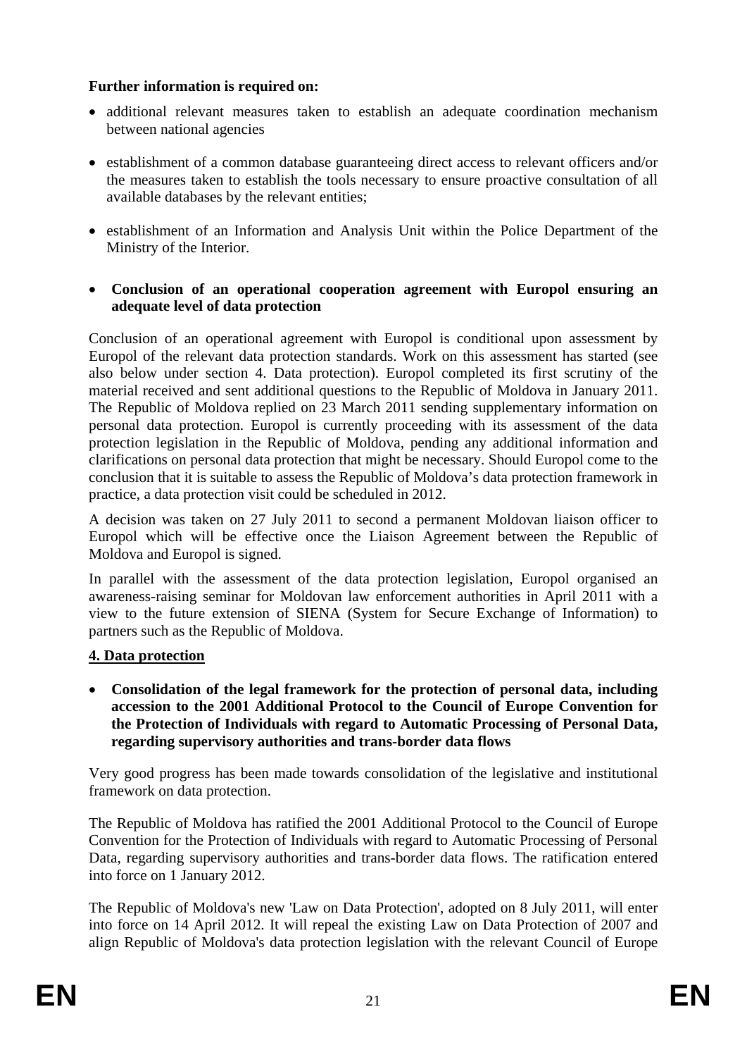**Further information is required on:**

- additional relevant measures taken to establish an adequate coordination mechanism between national agencies
- establishment of a common database guaranteeing direct access to relevant officers and/or the measures taken to establish the tools necessary to ensure proactive consultation of all available databases by the relevant entities;
- establishment of an Information and Analysis Unit within the Police Department of the Ministry of the Interior.

- **Conclusion of an operational cooperation agreement with Europol ensuring an adequate level of data protection**

Conclusion of an operational agreement with Europol is conditional upon assessment by Europol of the relevant data protection standards. Work on this assessment has started (see also below under section 4. Data protection). Europol completed its first scrutiny of the material received and sent additional questions to the Republic of Moldova in January 2011. The Republic of Moldova replied on 23 March 2011 sending supplementary information on personal data protection. Europol is currently proceeding with its assessment of the data protection legislation in the Republic of Moldova, pending any additional information and clarifications on personal data protection that might be necessary. Should Europol come to the conclusion that it is suitable to assess the Republic of Moldova's data protection framework in practice, a data protection visit could be scheduled in 2012.

A decision was taken on 27 July 2011 to second a permanent Moldovan liaison officer to Europol which will be effective once the Liaison Agreement between the Republic of Moldova and Europol is signed.

In parallel with the assessment of the data protection legislation, Europol organised an awareness-raising seminar for Moldovan law enforcement authorities in April 2011 with a view to the future extension of SIENA (System for Secure Exchange of Information) to partners such as the Republic of Moldova.

## 4. Data protection

- **Consolidation of the legal framework for the protection of personal data, including accession to the 2001 Additional Protocol to the Council of Europe Convention for the Protection of Individuals with regard to Automatic Processing of Personal Data, regarding supervisory authorities and trans-border data flows**

Very good progress has been made towards consolidation of the legislative and institutional framework on data protection.

The Republic of Moldova has ratified the 2001 Additional Protocol to the Council of Europe Convention for the Protection of Individuals with regard to Automatic Processing of Personal Data, regarding supervisory authorities and trans-border data flows. The ratification entered into force on 1 January 2012.

The Republic of Moldova's new 'Law on Data Protection', adopted on 8 July 2011, will enter into force on 14 April 2012. It will repeal the existing Law on Data Protection of 2007 and align Republic of Moldova's data protection legislation with the relevant Council of Europe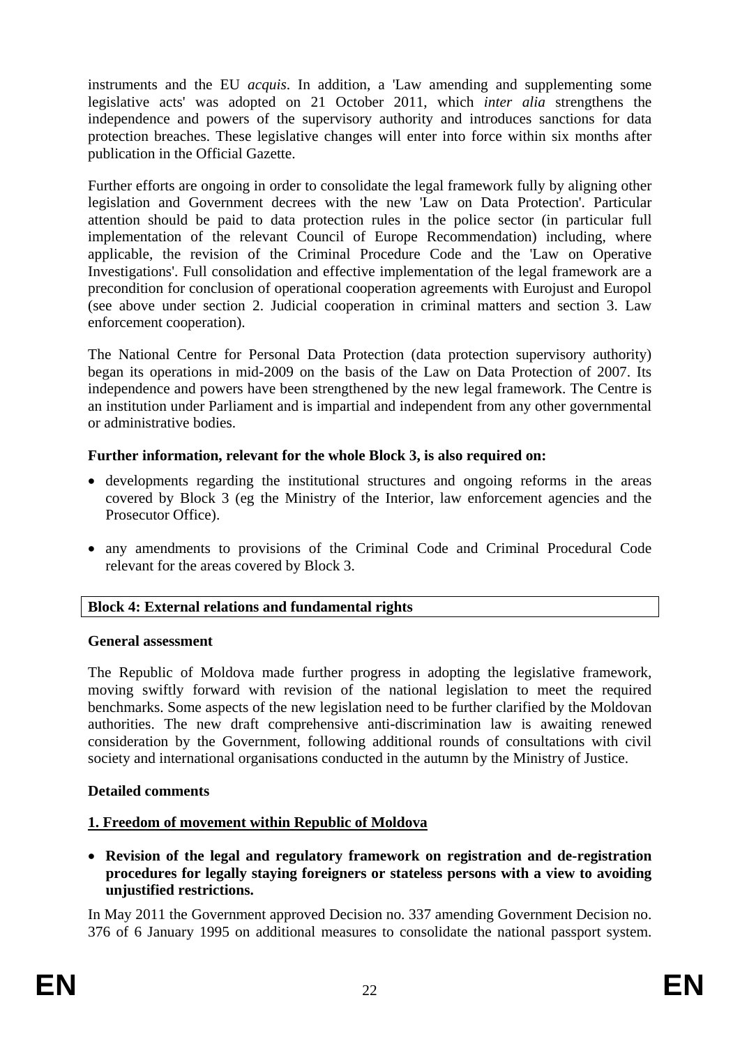instruments and the EU *acquis*. In addition, a 'Law amending and supplementing some legislative acts' was adopted on 21 October 2011, which *inter alia* strengthens the independence and powers of the supervisory authority and introduces sanctions for data protection breaches. These legislative changes will enter into force within six months after publication in the Official Gazette.

Further efforts are ongoing in order to consolidate the legal framework fully by aligning other legislation and Government decrees with the new 'Law on Data Protection'. Particular attention should be paid to data protection rules in the police sector (in particular full implementation of the relevant Council of Europe Recommendation) including, where applicable, the revision of the Criminal Procedure Code and the 'Law on Operative Investigations'. Full consolidation and effective implementation of the legal framework are a precondition for conclusion of operational cooperation agreements with Eurojust and Europol (see above under section 2. Judicial cooperation in criminal matters and section 3. Law enforcement cooperation).

The National Centre for Personal Data Protection (data protection supervisory authority) began its operations in mid-2009 on the basis of the Law on Data Protection of 2007. Its independence and powers have been strengthened by the new legal framework. The Centre is an institution under Parliament and is impartial and independent from any other governmental or administrative bodies.

**Further information, relevant for the whole Block 3, is also required on:**

- developments regarding the institutional structures and ongoing reforms in the areas covered by Block 3 (eg the Ministry of the Interior, law enforcement agencies and the Prosecutor Office).
- any amendments to provisions of the Criminal Code and Criminal Procedural Code relevant for the areas covered by Block 3.

## Block 4: External relations and fundamental rights

**General assessment**

The Republic of Moldova made further progress in adopting the legislative framework, moving swiftly forward with revision of the national legislation to meet the required benchmarks. Some aspects of the new legislation need to be further clarified by the Moldovan authorities. The new draft comprehensive anti-discrimination law is awaiting renewed consideration by the Government, following additional rounds of consultations with civil society and international organisations conducted in the autumn by the Ministry of Justice.

**Detailed comments**

### 1. Freedom of movement within Republic of Moldova

- **Revision of the legal and regulatory framework on registration and de-registration procedures for legally staying foreigners or stateless persons with a view to avoiding unjustified restrictions.**

In May 2011 the Government approved Decision no. 337 amending Government Decision no. 376 of 6 January 1995 on additional measures to consolidate the national passport system.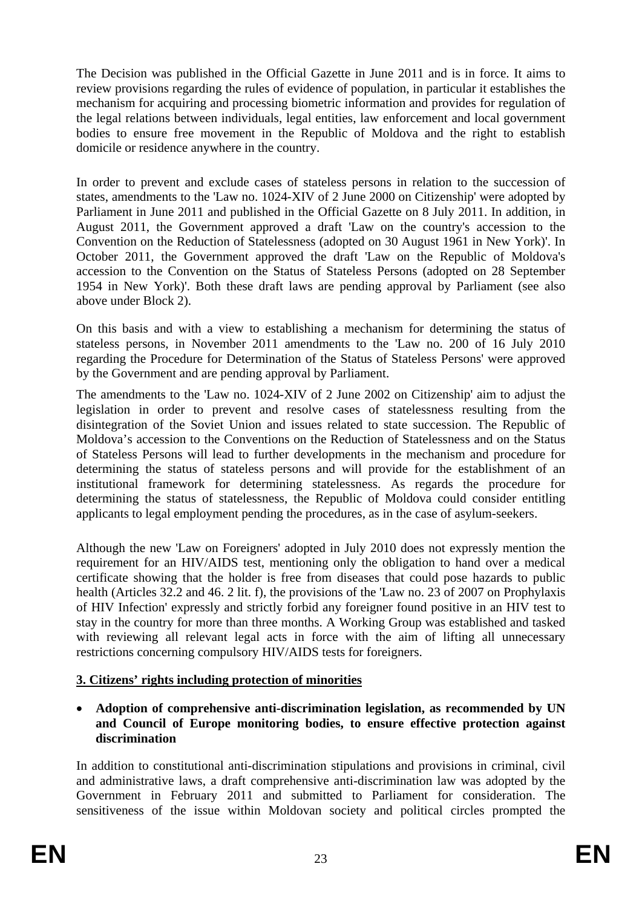The Decision was published in the Official Gazette in June 2011 and is in force. It aims to review provisions regarding the rules of evidence of population, in particular it establishes the mechanism for acquiring and processing biometric information and provides for regulation of the legal relations between individuals, legal entities, law enforcement and local government bodies to ensure free movement in the Republic of Moldova and the right to establish domicile or residence anywhere in the country.

In order to prevent and exclude cases of stateless persons in relation to the succession of states, amendments to the 'Law no. 1024-XIV of 2 June 2000 on Citizenship' were adopted by Parliament in June 2011 and published in the Official Gazette on 8 July 2011. In addition, in August 2011, the Government approved a draft 'Law on the country's accession to the Convention on the Reduction of Statelessness (adopted on 30 August 1961 in New York)'. In October 2011, the Government approved the draft 'Law on the Republic of Moldova's accession to the Convention on the Status of Stateless Persons (adopted on 28 September 1954 in New York)'. Both these draft laws are pending approval by Parliament (see also above under Block 2).

On this basis and with a view to establishing a mechanism for determining the status of stateless persons, in November 2011 amendments to the 'Law no. 200 of 16 July 2010 regarding the Procedure for Determination of the Status of Stateless Persons' were approved by the Government and are pending approval by Parliament.

The amendments to the 'Law no. 1024-XIV of 2 June 2002 on Citizenship' aim to adjust the legislation in order to prevent and resolve cases of statelessness resulting from the disintegration of the Soviet Union and issues related to state succession. The Republic of Moldova's accession to the Conventions on the Reduction of Statelessness and on the Status of Stateless Persons will lead to further developments in the mechanism and procedure for determining the status of stateless persons and will provide for the establishment of an institutional framework for determining statelessness. As regards the procedure for determining the status of statelessness, the Republic of Moldova could consider entitling applicants to legal employment pending the procedures, as in the case of asylum-seekers.

Although the new 'Law on Foreigners' adopted in July 2010 does not expressly mention the requirement for an HIV/AIDS test, mentioning only the obligation to hand over a medical certificate showing that the holder is free from diseases that could pose hazards to public health (Articles 32.2 and 46. 2 lit. f), the provisions of the 'Law no. 23 of 2007 on Prophylaxis of HIV Infection' expressly and strictly forbid any foreigner found positive in an HIV test to stay in the country for more than three months. A Working Group was established and tasked with reviewing all relevant legal acts in force with the aim of lifting all unnecessary restrictions concerning compulsory HIV/AIDS tests for foreigners.

## 3. Citizens' rights including protection of minorities

- **Adoption of comprehensive anti-discrimination legislation, as recommended by UN and Council of Europe monitoring bodies, to ensure effective protection against discrimination**

In addition to constitutional anti-discrimination stipulations and provisions in criminal, civil and administrative laws, a draft comprehensive anti-discrimination law was adopted by the Government in February 2011 and submitted to Parliament for consideration. The sensitiveness of the issue within Moldovan society and political circles prompted the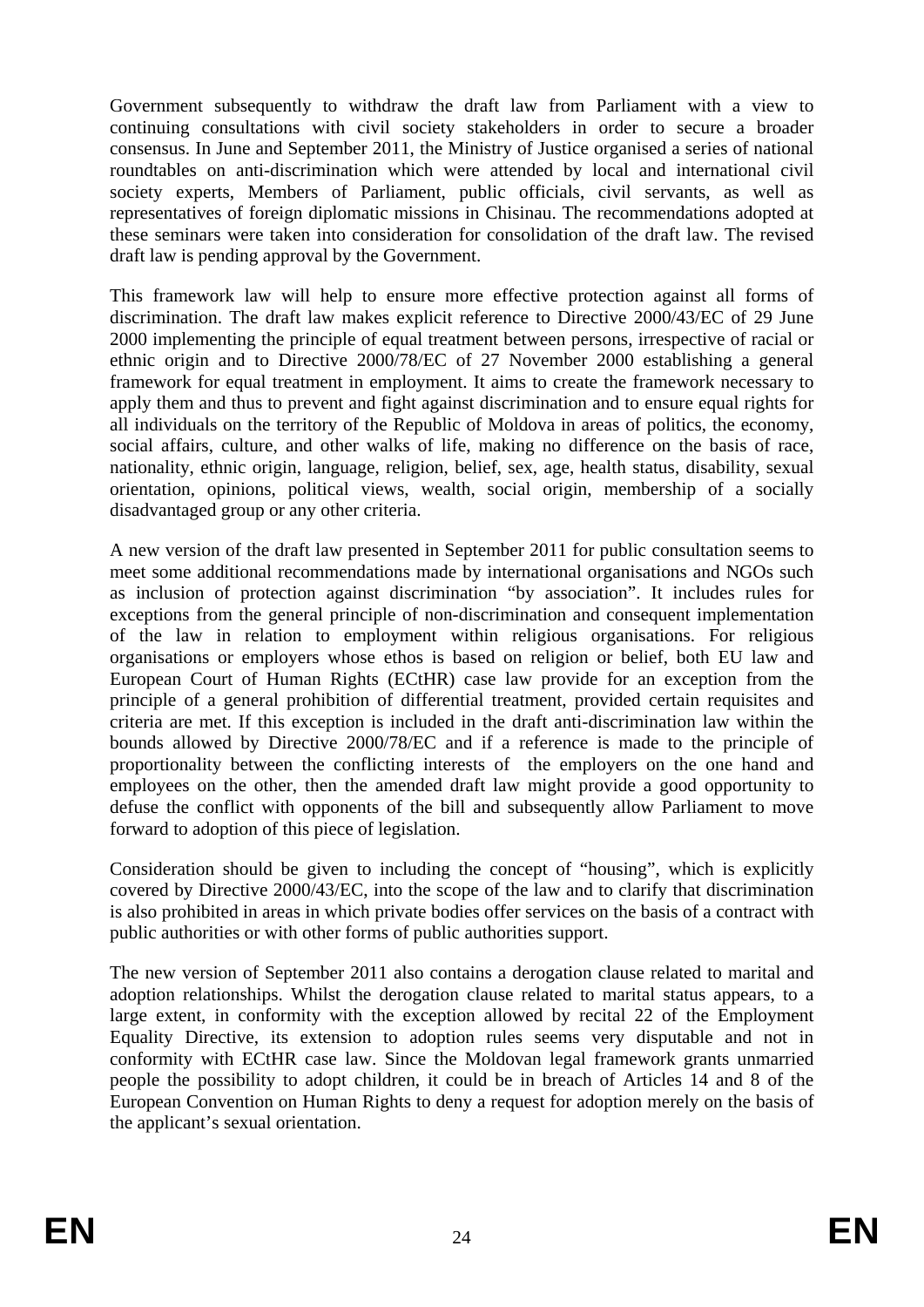Government subsequently to withdraw the draft law from Parliament with a view to continuing consultations with civil society stakeholders in order to secure a broader consensus. In June and September 2011, the Ministry of Justice organised a series of national roundtables on anti-discrimination which were attended by local and international civil society experts, Members of Parliament, public officials, civil servants, as well as representatives of foreign diplomatic missions in Chisinau. The recommendations adopted at these seminars were taken into consideration for consolidation of the draft law. The revised draft law is pending approval by the Government.

This framework law will help to ensure more effective protection against all forms of discrimination. The draft law makes explicit reference to Directive 2000/43/EC of 29 June 2000 implementing the principle of equal treatment between persons, irrespective of racial or ethnic origin and to Directive 2000/78/EC of 27 November 2000 establishing a general framework for equal treatment in employment. It aims to create the framework necessary to apply them and thus to prevent and fight against discrimination and to ensure equal rights for all individuals on the territory of the Republic of Moldova in areas of politics, the economy, social affairs, culture, and other walks of life, making no difference on the basis of race, nationality, ethnic origin, language, religion, belief, sex, age, health status, disability, sexual orientation, opinions, political views, wealth, social origin, membership of a socially disadvantaged group or any other criteria.

A new version of the draft law presented in September 2011 for public consultation seems to meet some additional recommendations made by international organisations and NGOs such as inclusion of protection against discrimination "by association". It includes rules for exceptions from the general principle of non-discrimination and consequent implementation of the law in relation to employment within religious organisations. For religious organisations or employers whose ethos is based on religion or belief, both EU law and European Court of Human Rights (ECtHR) case law provide for an exception from the principle of a general prohibition of differential treatment, provided certain requisites and criteria are met. If this exception is included in the draft anti-discrimination law within the bounds allowed by Directive 2000/78/EC and if a reference is made to the principle of proportionality between the conflicting interests of the employers on the one hand and employees on the other, then the amended draft law might provide a good opportunity to defuse the conflict with opponents of the bill and subsequently allow Parliament to move forward to adoption of this piece of legislation.

Consideration should be given to including the concept of "housing", which is explicitly covered by Directive 2000/43/EC, into the scope of the law and to clarify that discrimination is also prohibited in areas in which private bodies offer services on the basis of a contract with public authorities or with other forms of public authorities support.

The new version of September 2011 also contains a derogation clause related to marital and adoption relationships. Whilst the derogation clause related to marital status appears, to a large extent, in conformity with the exception allowed by recital 22 of the Employment Equality Directive, its extension to adoption rules seems very disputable and not in conformity with ECtHR case law. Since the Moldovan legal framework grants unmarried people the possibility to adopt children, it could be in breach of Articles 14 and 8 of the European Convention on Human Rights to deny a request for adoption merely on the basis of the applicant's sexual orientation.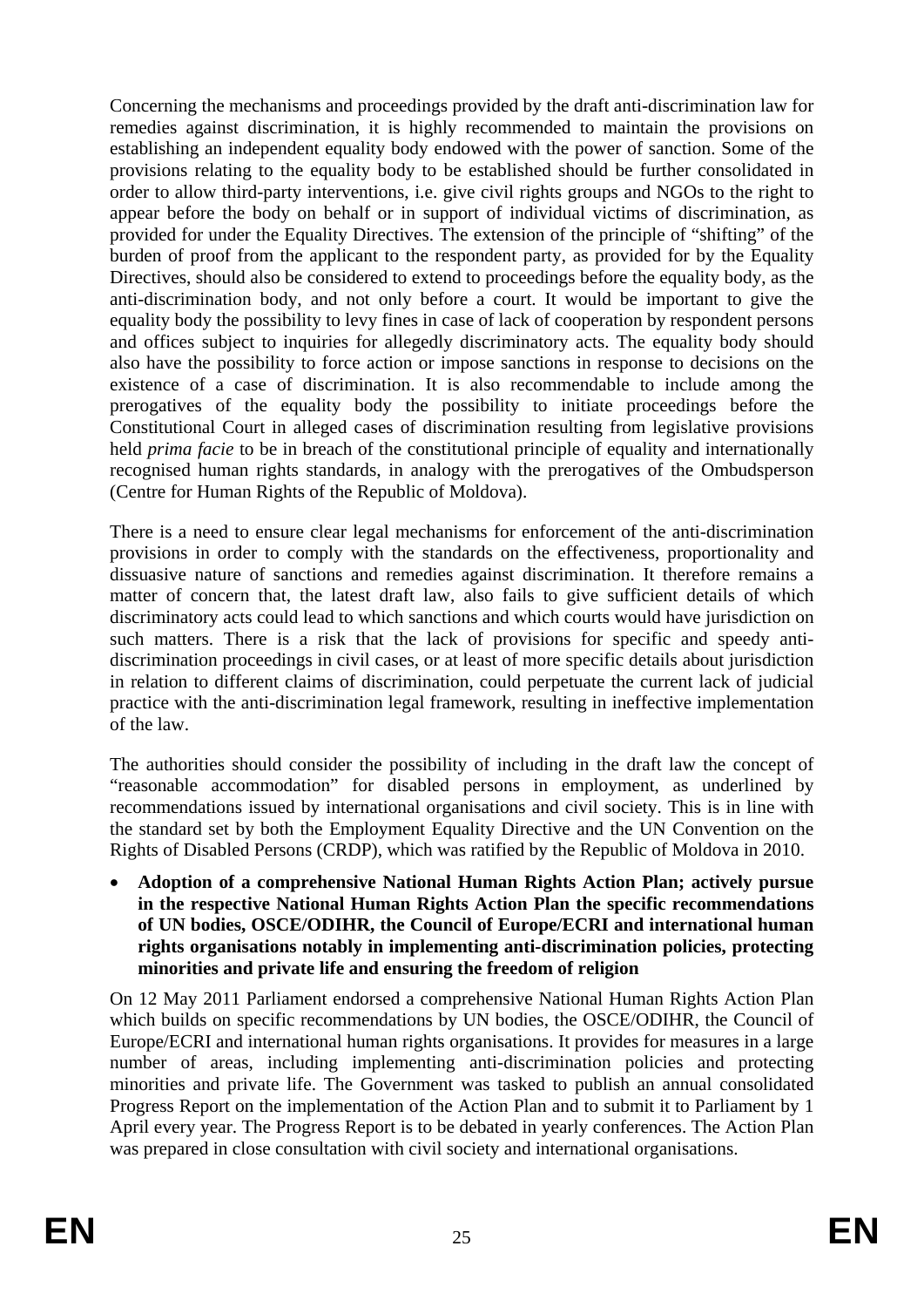Concerning the mechanisms and proceedings provided by the draft anti-discrimination law for remedies against discrimination, it is highly recommended to maintain the provisions on establishing an independent equality body endowed with the power of sanction. Some of the provisions relating to the equality body to be established should be further consolidated in order to allow third-party interventions, i.e. give civil rights groups and NGOs to the right to appear before the body on behalf or in support of individual victims of discrimination, as provided for under the Equality Directives. The extension of the principle of "shifting" of the burden of proof from the applicant to the respondent party, as provided for by the Equality Directives, should also be considered to extend to proceedings before the equality body, as the anti-discrimination body, and not only before a court. It would be important to give the equality body the possibility to levy fines in case of lack of cooperation by respondent persons and offices subject to inquiries for allegedly discriminatory acts. The equality body should also have the possibility to force action or impose sanctions in response to decisions on the existence of a case of discrimination. It is also recommendable to include among the prerogatives of the equality body the possibility to initiate proceedings before the Constitutional Court in alleged cases of discrimination resulting from legislative provisions held *prima facie* to be in breach of the constitutional principle of equality and internationally recognised human rights standards, in analogy with the prerogatives of the Ombudsperson (Centre for Human Rights of the Republic of Moldova).

There is a need to ensure clear legal mechanisms for enforcement of the anti-discrimination provisions in order to comply with the standards on the effectiveness, proportionality and dissuasive nature of sanctions and remedies against discrimination. It therefore remains a matter of concern that, the latest draft law, also fails to give sufficient details of which discriminatory acts could lead to which sanctions and which courts would have jurisdiction on such matters. There is a risk that the lack of provisions for specific and speedy anti-discrimination proceedings in civil cases, or at least of more specific details about jurisdiction in relation to different claims of discrimination, could perpetuate the current lack of judicial practice with the anti-discrimination legal framework, resulting in ineffective implementation of the law.

The authorities should consider the possibility of including in the draft law the concept of "reasonable accommodation" for disabled persons in employment, as underlined by recommendations issued by international organisations and civil society. This is in line with the standard set by both the Employment Equality Directive and the UN Convention on the Rights of Disabled Persons (CRDP), which was ratified by the Republic of Moldova in 2010.

- **Adoption of a comprehensive National Human Rights Action Plan; actively pursue in the respective National Human Rights Action Plan the specific recommendations of UN bodies, OSCE/ODIHR, the Council of Europe/ECRI and international human rights organisations notably in implementing anti-discrimination policies, protecting minorities and private life and ensuring the freedom of religion**

On 12 May 2011 Parliament endorsed a comprehensive National Human Rights Action Plan which builds on specific recommendations by UN bodies, the OSCE/ODIHR, the Council of Europe/ECRI and international human rights organisations. It provides for measures in a large number of areas, including implementing anti-discrimination policies and protecting minorities and private life. The Government was tasked to publish an annual consolidated Progress Report on the implementation of the Action Plan and to submit it to Parliament by 1 April every year. The Progress Report is to be debated in yearly conferences. The Action Plan was prepared in close consultation with civil society and international organisations.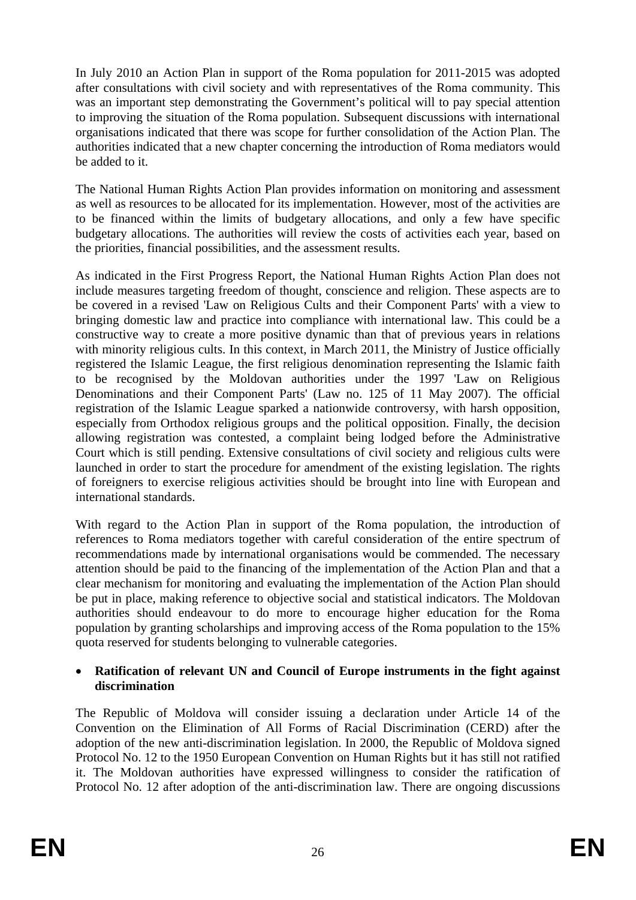In July 2010 an Action Plan in support of the Roma population for 2011-2015 was adopted after consultations with civil society and with representatives of the Roma community. This was an important step demonstrating the Government's political will to pay special attention to improving the situation of the Roma population. Subsequent discussions with international organisations indicated that there was scope for further consolidation of the Action Plan. The authorities indicated that a new chapter concerning the introduction of Roma mediators would be added to it.

The National Human Rights Action Plan provides information on monitoring and assessment as well as resources to be allocated for its implementation. However, most of the activities are to be financed within the limits of budgetary allocations, and only a few have specific budgetary allocations. The authorities will review the costs of activities each year, based on the priorities, financial possibilities, and the assessment results.

As indicated in the First Progress Report, the National Human Rights Action Plan does not include measures targeting freedom of thought, conscience and religion. These aspects are to be covered in a revised 'Law on Religious Cults and their Component Parts' with a view to bringing domestic law and practice into compliance with international law. This could be a constructive way to create a more positive dynamic than that of previous years in relations with minority religious cults. In this context, in March 2011, the Ministry of Justice officially registered the Islamic League, the first religious denomination representing the Islamic faith to be recognised by the Moldovan authorities under the 1997 'Law on Religious Denominations and their Component Parts' (Law no. 125 of 11 May 2007). The official registration of the Islamic League sparked a nationwide controversy, with harsh opposition, especially from Orthodox religious groups and the political opposition. Finally, the decision allowing registration was contested, a complaint being lodged before the Administrative Court which is still pending. Extensive consultations of civil society and religious cults were launched in order to start the procedure for amendment of the existing legislation. The rights of foreigners to exercise religious activities should be brought into line with European and international standards.

With regard to the Action Plan in support of the Roma population, the introduction of references to Roma mediators together with careful consideration of the entire spectrum of recommendations made by international organisations would be commended. The necessary attention should be paid to the financing of the implementation of the Action Plan and that a clear mechanism for monitoring and evaluating the implementation of the Action Plan should be put in place, making reference to objective social and statistical indicators. The Moldovan authorities should endeavour to do more to encourage higher education for the Roma population by granting scholarships and improving access of the Roma population to the 15% quota reserved for students belonging to vulnerable categories.

- **Ratification of relevant UN and Council of Europe instruments in the fight against discrimination**

The Republic of Moldova will consider issuing a declaration under Article 14 of the Convention on the Elimination of All Forms of Racial Discrimination (CERD) after the adoption of the new anti-discrimination legislation. In 2000, the Republic of Moldova signed Protocol No. 12 to the 1950 European Convention on Human Rights but it has still not ratified it. The Moldovan authorities have expressed willingness to consider the ratification of Protocol No. 12 after adoption of the anti-discrimination law. There are ongoing discussions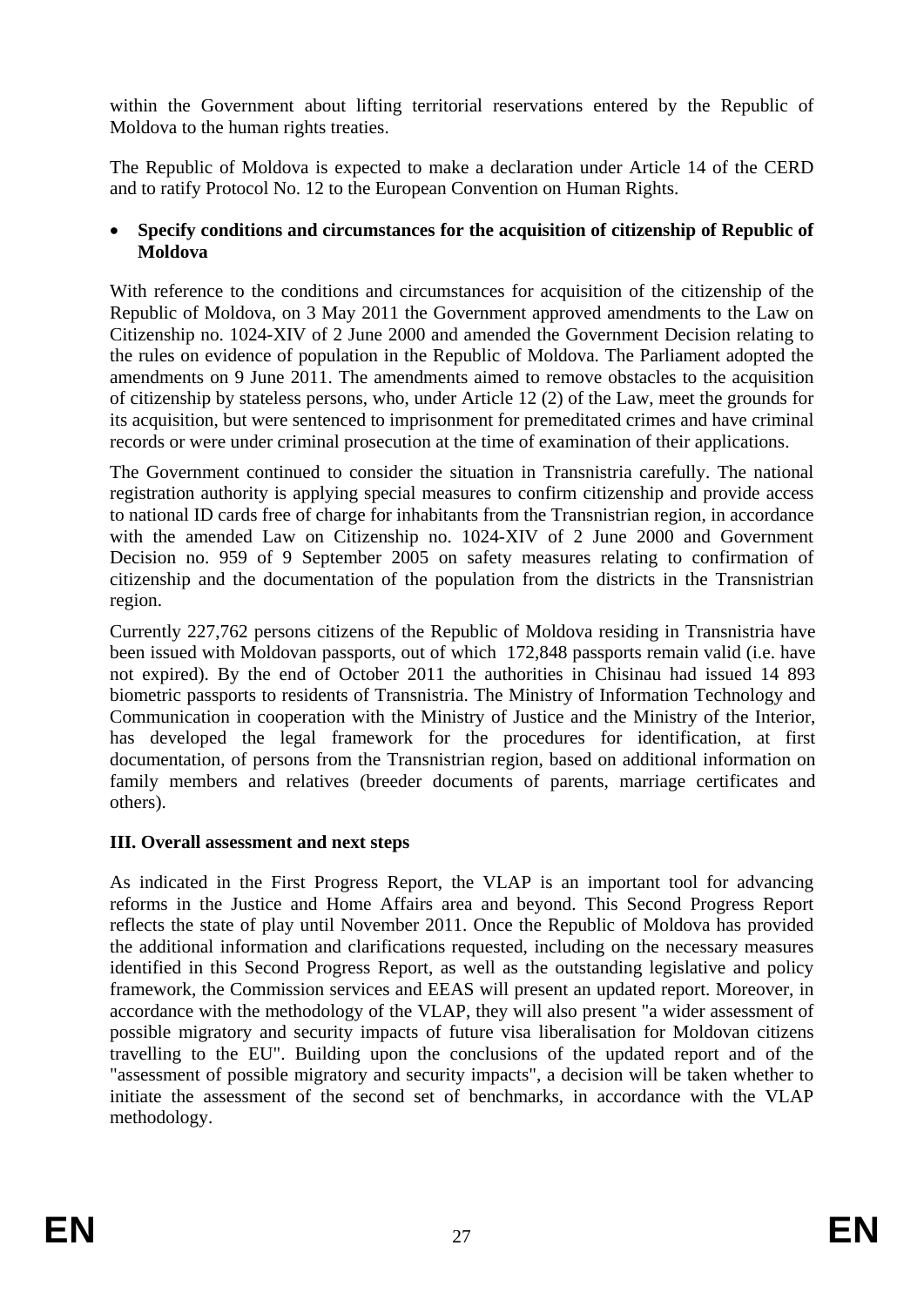within the Government about lifting territorial reservations entered by the Republic of Moldova to the human rights treaties.

The Republic of Moldova is expected to make a declaration under Article 14 of the CERD and to ratify Protocol No. 12 to the European Convention on Human Rights.

- **Specify conditions and circumstances for the acquisition of citizenship of Republic of Moldova**

With reference to the conditions and circumstances for acquisition of the citizenship of the Republic of Moldova, on 3 May 2011 the Government approved amendments to the Law on Citizenship no. 1024-XIV of 2 June 2000 and amended the Government Decision relating to the rules on evidence of population in the Republic of Moldova. The Parliament adopted the amendments on 9 June 2011. The amendments aimed to remove obstacles to the acquisition of citizenship by stateless persons, who, under Article 12 (2) of the Law, meet the grounds for its acquisition, but were sentenced to imprisonment for premeditated crimes and have criminal records or were under criminal prosecution at the time of examination of their applications.

The Government continued to consider the situation in Transnistria carefully. The national registration authority is applying special measures to confirm citizenship and provide access to national ID cards free of charge for inhabitants from the Transnistrian region, in accordance with the amended Law on Citizenship no. 1024-XIV of 2 June 2000 and Government Decision no. 959 of 9 September 2005 on safety measures relating to confirmation of citizenship and the documentation of the population from the districts in the Transnistrian region.

Currently 227,762 persons citizens of the Republic of Moldova residing in Transnistria have been issued with Moldovan passports, out of which 172,848 passports remain valid (i.e. have not expired). By the end of October 2011 the authorities in Chisinau had issued 14 893 biometric passports to residents of Transnistria. The Ministry of Information Technology and Communication in cooperation with the Ministry of Justice and the Ministry of the Interior, has developed the legal framework for the procedures for identification, at first documentation, of persons from the Transnistrian region, based on additional information on family members and relatives (breeder documents of parents, marriage certificates and others).

## III. Overall assessment and next steps

As indicated in the First Progress Report, the VLAP is an important tool for advancing reforms in the Justice and Home Affairs area and beyond. This Second Progress Report reflects the state of play until November 2011. Once the Republic of Moldova has provided the additional information and clarifications requested, including on the necessary measures identified in this Second Progress Report, as well as the outstanding legislative and policy framework, the Commission services and EEAS will present an updated report. Moreover, in accordance with the methodology of the VLAP, they will also present "a wider assessment of possible migratory and security impacts of future visa liberalisation for Moldovan citizens travelling to the EU". Building upon the conclusions of the updated report and of the "assessment of possible migratory and security impacts", a decision will be taken whether to initiate the assessment of the second set of benchmarks, in accordance with the VLAP methodology.